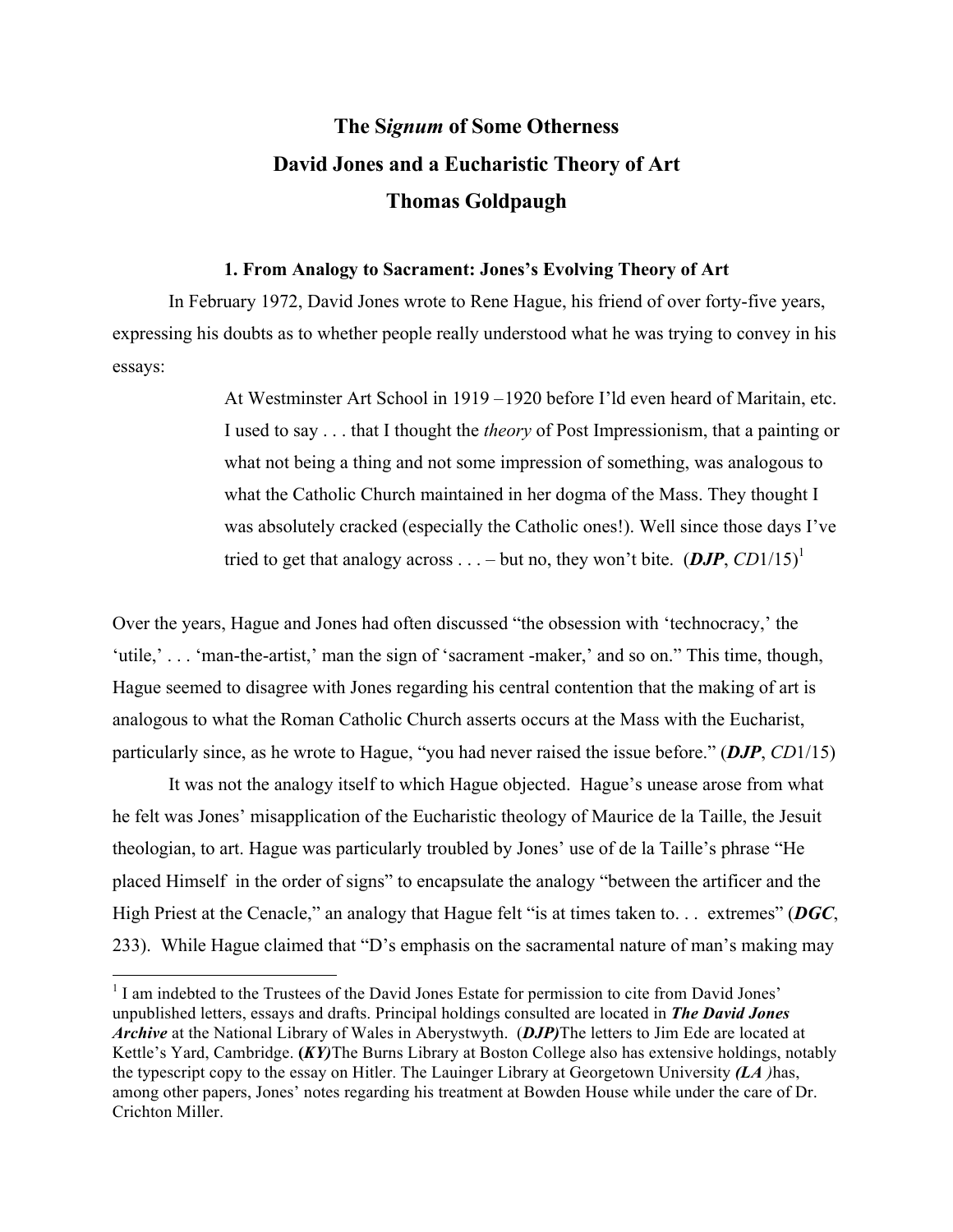# The S*ignum* of Some Otherness
# David Jones and a Eucharistic Theory of Art
# Thomas Goldpaugh

### 1. From Analogy to Sacrament: Jones's Evolving Theory of Art

In February 1972, David Jones wrote to Rene Hague, his friend of over forty-five years, expressing his doubts as to whether people really understood what he was trying to convey in his essays:

> At Westminster Art School in 1919 –1920 before I'ld even heard of Maritain, etc. I used to say . . . that I thought the *theory* of Post Impressionism, that a painting or what not being a thing and not some impression of something, was analogous to what the Catholic Church maintained in her dogma of the Mass. They thought I was absolutely cracked (especially the Catholic ones!). Well since those days I've tried to get that analogy across . . . – but no, they won't bite. (***DJP***, *CD*1/15)[1]

Over the years, Hague and Jones had often discussed "the obsession with 'technocracy,' the 'utile,' . . . 'man-the-artist,' man the sign of 'sacrament -maker,' and so on." This time, though, Hague seemed to disagree with Jones regarding his central contention that the making of art is analogous to what the Roman Catholic Church asserts occurs at the Mass with the Eucharist, particularly since, as he wrote to Hague, "you had never raised the issue before." (***DJP***, *CD*1/15)

It was not the analogy itself to which Hague objected. Hague's unease arose from what he felt was Jones' misapplication of the Eucharistic theology of Maurice de la Taille, the Jesuit theologian, to art. Hague was particularly troubled by Jones' use of de la Taille's phrase "He placed Himself in the order of signs" to encapsulate the analogy "between the artificer and the High Priest at the Cenacle," an analogy that Hague felt "is at times taken to. . . extremes" (***DGC***, 233). While Hague claimed that "D's emphasis on the sacramental nature of man's making may

---

[1] I am indebted to the Trustees of the David Jones Estate for permission to cite from David Jones' unpublished letters, essays and drafts. Principal holdings consulted are located in ***The David Jones Archive*** at the National Library of Wales in Aberystwyth. (***DJP***)The letters to Jim Ede are located at Kettle's Yard, Cambridge. **(*KY)***The Burns Library at Boston College also has extensive holdings, notably the typescript copy to the essay on Hitler. The Lauinger Library at Georgetown University ***(LA )***has, among other papers, Jones' notes regarding his treatment at Bowden House while under the care of Dr. Crichton Miller.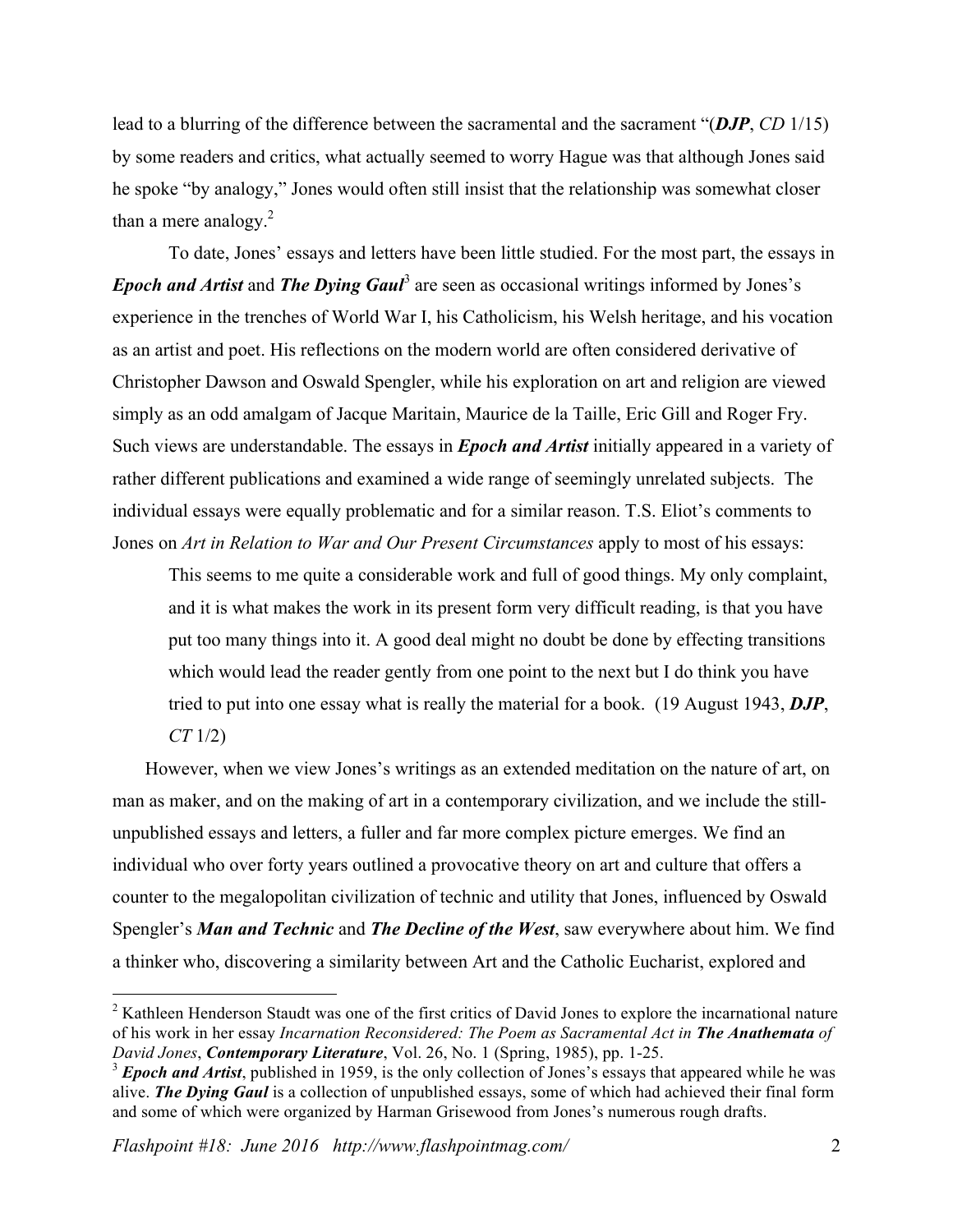lead to a blurring of the difference between the sacramental and the sacrament "(***DJP***, *CD* 1/15) by some readers and critics, what actually seemed to worry Hague was that although Jones said he spoke "by analogy," Jones would often still insist that the relationship was somewhat closer than a mere analogy.[2]

To date, Jones' essays and letters have been little studied. For the most part, the essays in ***Epoch and Artist*** and ***The Dying Gaul***[3] are seen as occasional writings informed by Jones's experience in the trenches of World War I, his Catholicism, his Welsh heritage, and his vocation as an artist and poet. His reflections on the modern world are often considered derivative of Christopher Dawson and Oswald Spengler, while his exploration on art and religion are viewed simply as an odd amalgam of Jacque Maritain, Maurice de la Taille, Eric Gill and Roger Fry. Such views are understandable. The essays in ***Epoch and Artist*** initially appeared in a variety of rather different publications and examined a wide range of seemingly unrelated subjects. The individual essays were equally problematic and for a similar reason. T.S. Eliot's comments to Jones on *Art in Relation to War and Our Present Circumstances* apply to most of his essays:

> This seems to me quite a considerable work and full of good things. My only complaint, and it is what makes the work in its present form very difficult reading, is that you have put too many things into it. A good deal might no doubt be done by effecting transitions which would lead the reader gently from one point to the next but I do think you have tried to put into one essay what is really the material for a book. (19 August 1943, ***DJP***, *CT* 1/2)

However, when we view Jones's writings as an extended meditation on the nature of art, on man as maker, and on the making of art in a contemporary civilization, and we include the still-unpublished essays and letters, a fuller and far more complex picture emerges. We find an individual who over forty years outlined a provocative theory on art and culture that offers a counter to the megalopolitan civilization of technic and utility that Jones, influenced by Oswald Spengler's ***Man and Technic*** and ***The Decline of the West***, saw everywhere about him. We find a thinker who, discovering a similarity between Art and the Catholic Eucharist, explored and

---

[2] Kathleen Henderson Staudt was one of the first critics of David Jones to explore the incarnational nature of his work in her essay *Incarnation Reconsidered: The Poem as Sacramental Act in* ***The Anathemata*** *of David Jones*, ***Contemporary Literature***, Vol. 26, No. 1 (Spring, 1985), pp. 1-25.

[3] ***Epoch and Artist***, published in 1959, is the only collection of Jones's essays that appeared while he was alive. ***The Dying Gaul*** is a collection of unpublished essays, some of which had achieved their final form and some of which were organized by Harman Grisewood from Jones's numerous rough drafts.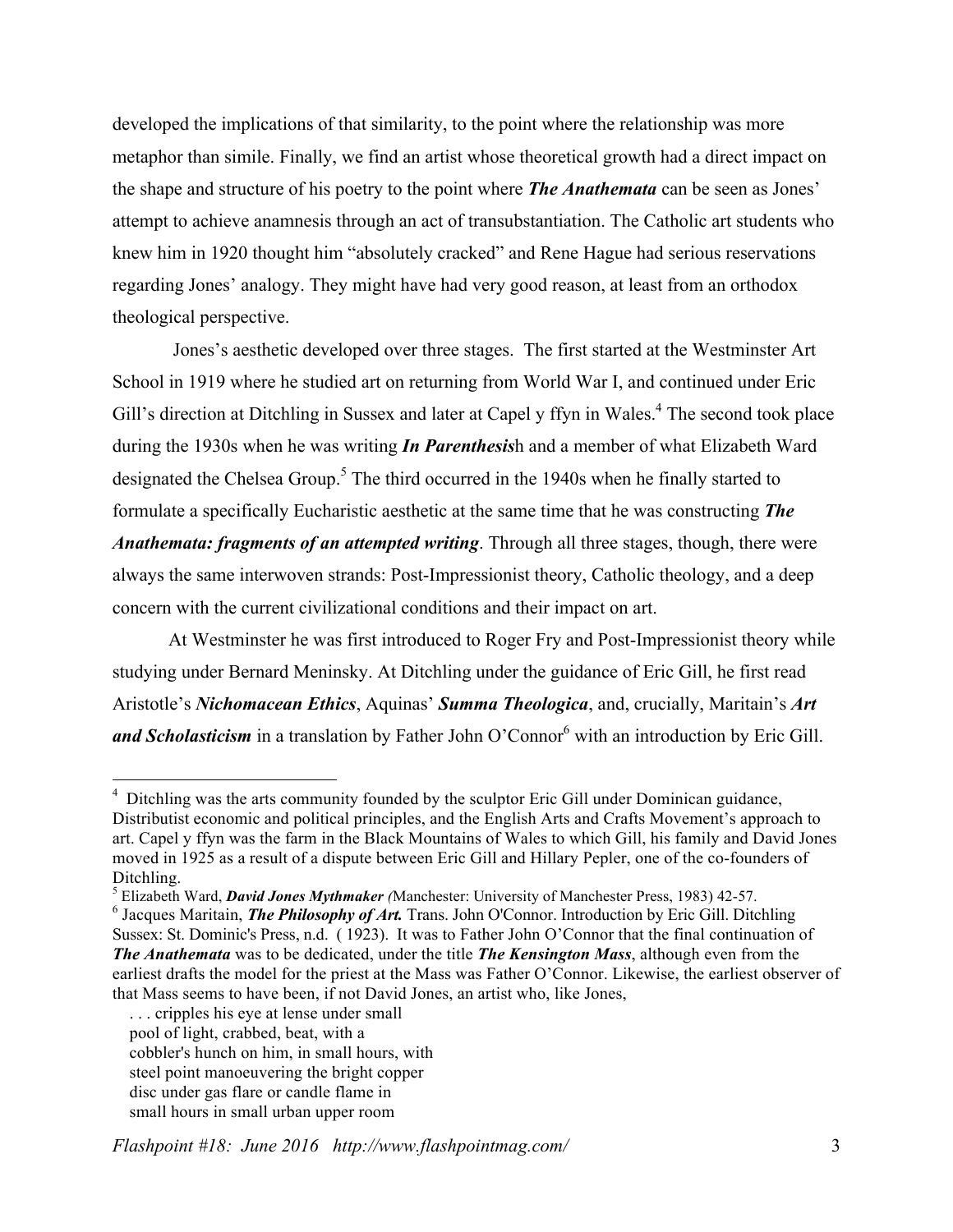developed the implications of that similarity, to the point where the relationship was more metaphor than simile. Finally, we find an artist whose theoretical growth had a direct impact on the shape and structure of his poetry to the point where ***The Anathemata*** can be seen as Jones' attempt to achieve anamnesis through an act of transubstantiation. The Catholic art students who knew him in 1920 thought him "absolutely cracked" and Rene Hague had serious reservations regarding Jones' analogy. They might have had very good reason, at least from an orthodox theological perspective.

Jones's aesthetic developed over three stages. The first started at the Westminster Art School in 1919 where he studied art on returning from World War I, and continued under Eric Gill's direction at Ditchling in Sussex and later at Capel y ffyn in Wales.[4] The second took place during the 1930s when he was writing ***In Parenthesis***h and a member of what Elizabeth Ward designated the Chelsea Group.[5] The third occurred in the 1940s when he finally started to formulate a specifically Eucharistic aesthetic at the same time that he was constructing ***The Anathemata: fragments of an attempted writing***. Through all three stages, though, there were always the same interwoven strands: Post-Impressionist theory, Catholic theology, and a deep concern with the current civilizational conditions and their impact on art.

At Westminster he was first introduced to Roger Fry and Post-Impressionist theory while studying under Bernard Meninsky. At Ditchling under the guidance of Eric Gill, he first read Aristotle's ***Nichomacean Ethics***, Aquinas' ***Summa Theologica***, and, crucially, Maritain's ***Art and Scholasticism*** in a translation by Father John O'Connor[6] with an introduction by Eric Gill.

---

[4] Ditchling was the arts community founded by the sculptor Eric Gill under Dominican guidance, Distributist economic and political principles, and the English Arts and Crafts Movement's approach to art. Capel y ffyn was the farm in the Black Mountains of Wales to which Gill, his family and David Jones moved in 1925 as a result of a dispute between Eric Gill and Hillary Pepler, one of the co-founders of Ditchling.

[5] Elizabeth Ward, ***David Jones Mythmaker*** *(*Manchester: University of Manchester Press, 1983) 42-57.

[6] Jacques Maritain, ***The Philosophy of Art.*** Trans. John O'Connor. Introduction by Eric Gill. Ditchling Sussex: St. Dominic's Press, n.d. ( 1923). It was to Father John O'Connor that the final continuation of ***The Anathemata*** was to be dedicated, under the title ***The Kensington Mass***, although even from the earliest drafts the model for the priest at the Mass was Father O'Connor. Likewise, the earliest observer of that Mass seems to have been, if not David Jones, an artist who, like Jones,

. . . cripples his eye at lense under small  
pool of light, crabbed, beat, with a  
cobbler's hunch on him, in small hours, with  
steel point manoeuvering the bright copper  
disc under gas flare or candle flame in  
small hours in small urban upper room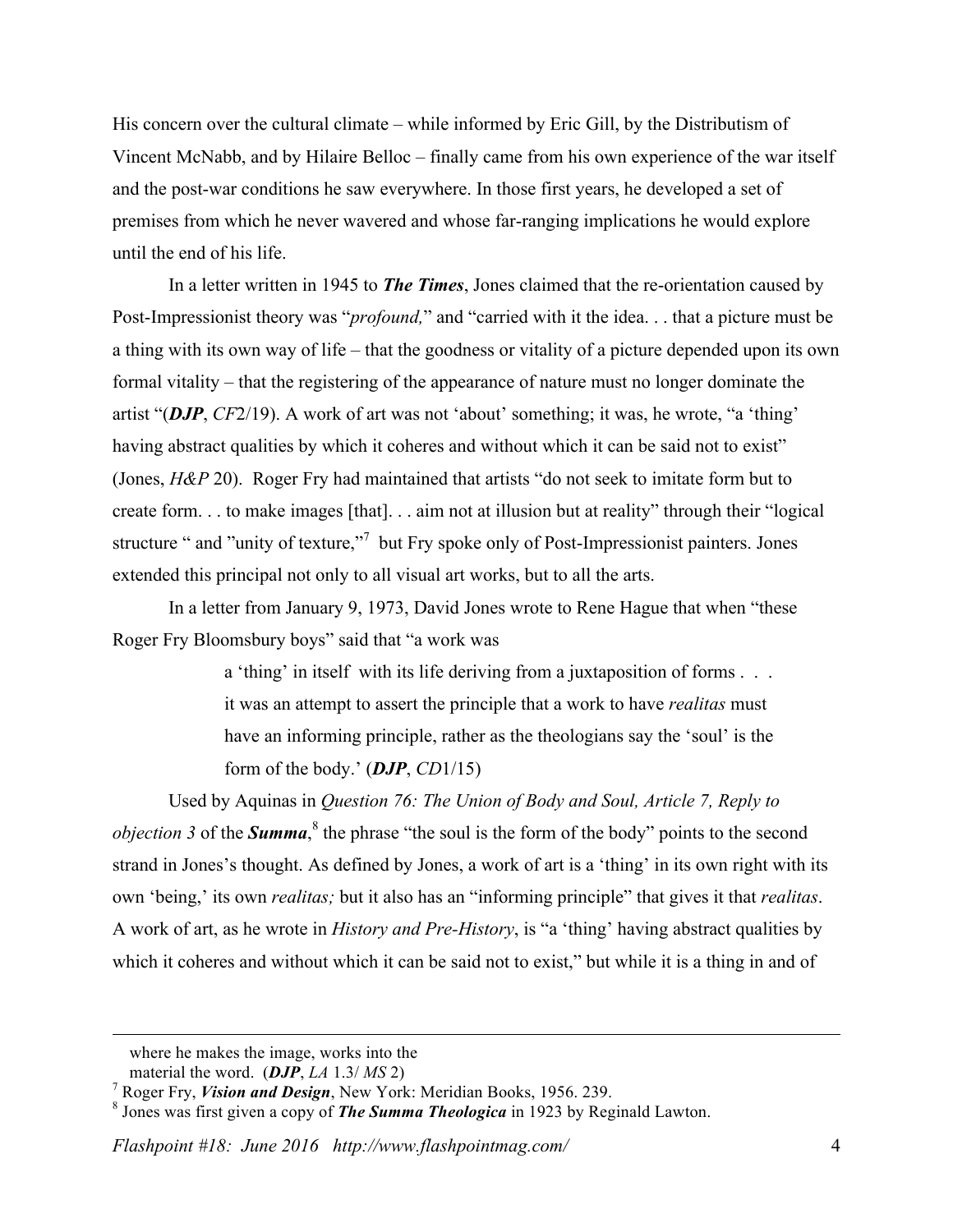His concern over the cultural climate – while informed by Eric Gill, by the Distributism of Vincent McNabb, and by Hilaire Belloc – finally came from his own experience of the war itself and the post-war conditions he saw everywhere. In those first years, he developed a set of premises from which he never wavered and whose far-ranging implications he would explore until the end of his life.

In a letter written in 1945 to ***The Times***, Jones claimed that the re-orientation caused by Post-Impressionist theory was "*profound,*" and "carried with it the idea. . . that a picture must be a thing with its own way of life – that the goodness or vitality of a picture depended upon its own formal vitality – that the registering of the appearance of nature must no longer dominate the artist "(***DJP***, *CF*2/19). A work of art was not 'about' something; it was, he wrote, "a 'thing' having abstract qualities by which it coheres and without which it can be said not to exist" (Jones, *H&P* 20). Roger Fry had maintained that artists "do not seek to imitate form but to create form. . . to make images [that]. . . aim not at illusion but at reality" through their "logical structure " and "unity of texture,"[7] but Fry spoke only of Post-Impressionist painters. Jones extended this principal not only to all visual art works, but to all the arts.

In a letter from January 9, 1973, David Jones wrote to Rene Hague that when "these Roger Fry Bloomsbury boys" said that "a work was

> a 'thing' in itself with its life deriving from a juxtaposition of forms . . . it was an attempt to assert the principle that a work to have *realitas* must have an informing principle, rather as the theologians say the 'soul' is the form of the body.' (***DJP***, *CD*1/15)

Used by Aquinas in *Question 76: The Union of Body and Soul, Article 7, Reply to objection 3* of the ***Summa***,[8] the phrase "the soul is the form of the body" points to the second strand in Jones's thought. As defined by Jones, a work of art is a 'thing' in its own right with its own 'being,' its own *realitas;* but it also has an "informing principle" that gives it that *realitas*. A work of art, as he wrote in *History and Pre-History*, is "a 'thing' having abstract qualities by which it coheres and without which it can be said not to exist," but while it is a thing in and of

---

where he makes the image, works into the
material the word. (***DJP***, *LA* 1.3/ *MS* 2)

[7] Roger Fry, ***Vision and Design***, New York: Meridian Books, 1956. 239.

[8] Jones was first given a copy of ***The Summa Theologica*** in 1923 by Reginald Lawton.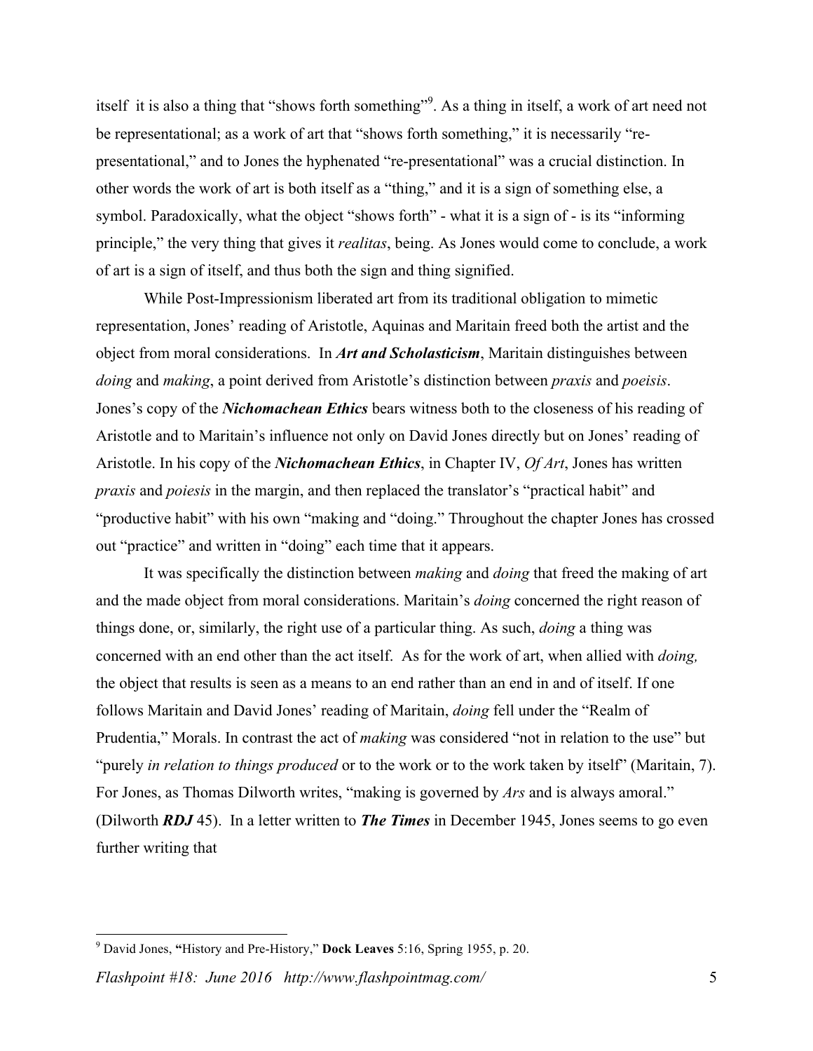itself it is also a thing that "shows forth something"[9]. As a thing in itself, a work of art need not be representational; as a work of art that "shows forth something," it is necessarily "re-presentational," and to Jones the hyphenated "re-presentational" was a crucial distinction. In other words the work of art is both itself as a "thing," and it is a sign of something else, a symbol. Paradoxically, what the object "shows forth" - what it is a sign of - is its "informing principle," the very thing that gives it *realitas*, being. As Jones would come to conclude, a work of art is a sign of itself, and thus both the sign and thing signified.

While Post-Impressionism liberated art from its traditional obligation to mimetic representation, Jones' reading of Aristotle, Aquinas and Maritain freed both the artist and the object from moral considerations. In ***Art and Scholasticism***, Maritain distinguishes between *doing* and *making*, a point derived from Aristotle's distinction between *praxis* and *poeisis*. Jones's copy of the ***Nichomachean Ethics*** bears witness both to the closeness of his reading of Aristotle and to Maritain's influence not only on David Jones directly but on Jones' reading of Aristotle. In his copy of the ***Nichomachean Ethics***, in Chapter IV, *Of Art*, Jones has written *praxis* and *poiesis* in the margin, and then replaced the translator's "practical habit" and "productive habit" with his own "making and "doing." Throughout the chapter Jones has crossed out "practice" and written in "doing" each time that it appears.

It was specifically the distinction between *making* and *doing* that freed the making of art and the made object from moral considerations. Maritain's *doing* concerned the right reason of things done, or, similarly, the right use of a particular thing. As such, *doing* a thing was concerned with an end other than the act itself. As for the work of art, when allied with *doing,* the object that results is seen as a means to an end rather than an end in and of itself. If one follows Maritain and David Jones' reading of Maritain, *doing* fell under the "Realm of Prudentia," Morals. In contrast the act of *making* was considered "not in relation to the use" but "purely *in relation to things produced* or to the work or to the work taken by itself" (Maritain, 7). For Jones, as Thomas Dilworth writes, "making is governed by *Ars* and is always amoral." (Dilworth ***RDJ*** 45). In a letter written to ***The Times*** in December 1945, Jones seems to go even further writing that

---

[9] David Jones, **"**History and Pre-History," **Dock Leaves** 5:16, Spring 1955, p. 20.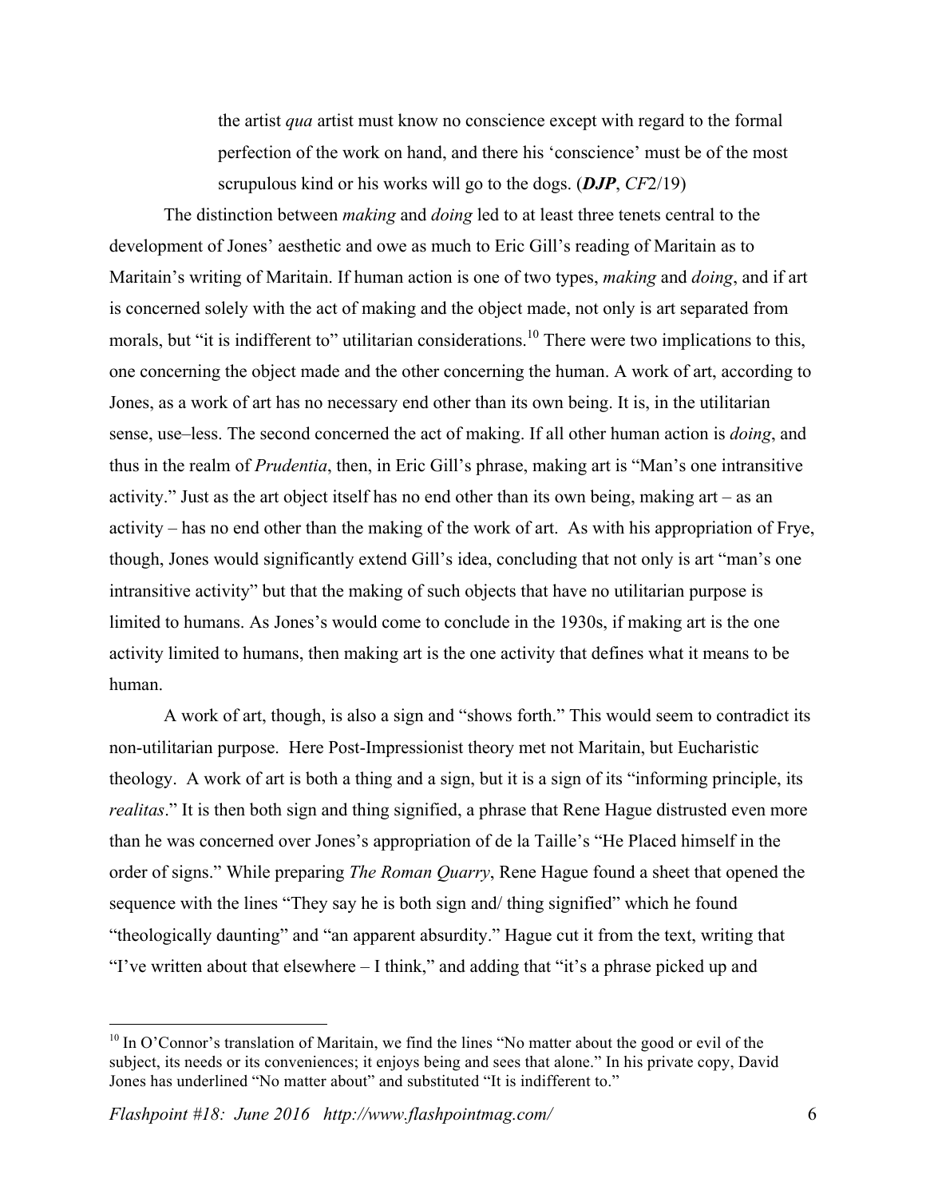> the artist *qua* artist must know no conscience except with regard to the formal perfection of the work on hand, and there his 'conscience' must be of the most scrupulous kind or his works will go to the dogs. (***DJP***, *CF*2/19)

The distinction between *making* and *doing* led to at least three tenets central to the development of Jones' aesthetic and owe as much to Eric Gill's reading of Maritain as to Maritain's writing of Maritain. If human action is one of two types, *making* and *doing*, and if art is concerned solely with the act of making and the object made, not only is art separated from morals, but "it is indifferent to" utilitarian considerations.[10] There were two implications to this, one concerning the object made and the other concerning the human. A work of art, according to Jones, as a work of art has no necessary end other than its own being. It is, in the utilitarian sense, use–less. The second concerned the act of making. If all other human action is *doing*, and thus in the realm of *Prudentia*, then, in Eric Gill's phrase, making art is "Man's one intransitive activity." Just as the art object itself has no end other than its own being, making art – as an activity – has no end other than the making of the work of art. As with his appropriation of Frye, though, Jones would significantly extend Gill's idea, concluding that not only is art "man's one intransitive activity" but that the making of such objects that have no utilitarian purpose is limited to humans. As Jones's would come to conclude in the 1930s, if making art is the one activity limited to humans, then making art is the one activity that defines what it means to be human.

A work of art, though, is also a sign and "shows forth." This would seem to contradict its non-utilitarian purpose. Here Post-Impressionist theory met not Maritain, but Eucharistic theology. A work of art is both a thing and a sign, but it is a sign of its "informing principle, its *realitas*." It is then both sign and thing signified, a phrase that Rene Hague distrusted even more than he was concerned over Jones's appropriation of de la Taille's "He Placed himself in the order of signs." While preparing *The Roman Quarry*, Rene Hague found a sheet that opened the sequence with the lines "They say he is both sign and/ thing signified" which he found "theologically daunting" and "an apparent absurdity." Hague cut it from the text, writing that "I've written about that elsewhere – I think," and adding that "it's a phrase picked up and

---

[10] In O'Connor's translation of Maritain, we find the lines "No matter about the good or evil of the subject, its needs or its conveniences; it enjoys being and sees that alone." In his private copy, David Jones has underlined "No matter about" and substituted "It is indifferent to."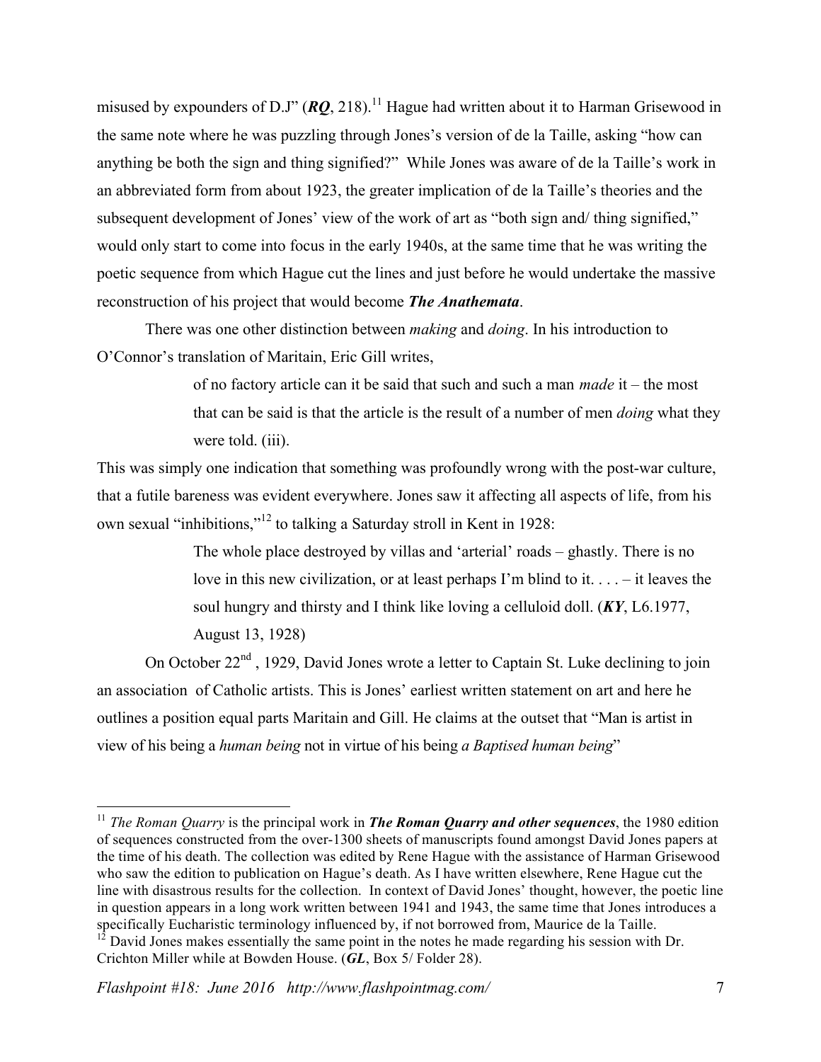misused by expounders of D.J" (***RQ***, 218).[11] Hague had written about it to Harman Grisewood in the same note where he was puzzling through Jones's version of de la Taille, asking "how can anything be both the sign and thing signified?" While Jones was aware of de la Taille's work in an abbreviated form from about 1923, the greater implication of de la Taille's theories and the subsequent development of Jones' view of the work of art as "both sign and/ thing signified," would only start to come into focus in the early 1940s, at the same time that he was writing the poetic sequence from which Hague cut the lines and just before he would undertake the massive reconstruction of his project that would become ***The Anathemata***.

There was one other distinction between *making* and *doing*. In his introduction to O'Connor's translation of Maritain, Eric Gill writes,

> of no factory article can it be said that such and such a man *made* it – the most that can be said is that the article is the result of a number of men *doing* what they were told. (iii).

This was simply one indication that something was profoundly wrong with the post-war culture, that a futile bareness was evident everywhere. Jones saw it affecting all aspects of life, from his own sexual "inhibitions,"[12] to talking a Saturday stroll in Kent in 1928:

> The whole place destroyed by villas and 'arterial' roads – ghastly. There is no love in this new civilization, or at least perhaps I'm blind to it. . . . – it leaves the soul hungry and thirsty and I think like loving a celluloid doll. (***KY***, L6.1977, August 13, 1928)

On October 22nd , 1929, David Jones wrote a letter to Captain St. Luke declining to join an association of Catholic artists. This is Jones' earliest written statement on art and here he outlines a position equal parts Maritain and Gill. He claims at the outset that "Man is artist in view of his being a *human being* not in virtue of his being *a Baptised human being*"

---

[11] *The Roman Quarry* is the principal work in ***The Roman Quarry and other sequences***, the 1980 edition of sequences constructed from the over-1300 sheets of manuscripts found amongst David Jones papers at the time of his death. The collection was edited by Rene Hague with the assistance of Harman Grisewood who saw the edition to publication on Hague's death. As I have written elsewhere, Rene Hague cut the line with disastrous results for the collection. In context of David Jones' thought, however, the poetic line in question appears in a long work written between 1941 and 1943, the same time that Jones introduces a specifically Eucharistic terminology influenced by, if not borrowed from, Maurice de la Taille.

[12] David Jones makes essentially the same point in the notes he made regarding his session with Dr. Crichton Miller while at Bowden House. (***GL***, Box 5/ Folder 28).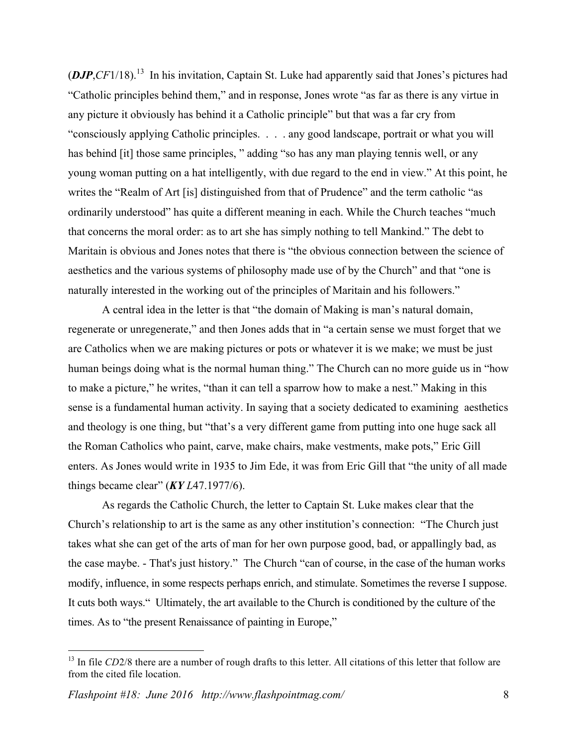(***DJP***,*CF*1/18).[13] In his invitation, Captain St. Luke had apparently said that Jones's pictures had "Catholic principles behind them," and in response, Jones wrote "as far as there is any virtue in any picture it obviously has behind it a Catholic principle" but that was a far cry from "consciously applying Catholic principles. . . . any good landscape, portrait or what you will has behind [it] those same principles, " adding "so has any man playing tennis well, or any young woman putting on a hat intelligently, with due regard to the end in view." At this point, he writes the "Realm of Art [is] distinguished from that of Prudence" and the term catholic "as ordinarily understood" has quite a different meaning in each. While the Church teaches "much that concerns the moral order: as to art she has simply nothing to tell Mankind." The debt to Maritain is obvious and Jones notes that there is "the obvious connection between the science of aesthetics and the various systems of philosophy made use of by the Church" and that "one is naturally interested in the working out of the principles of Maritain and his followers."

A central idea in the letter is that "the domain of Making is man's natural domain, regenerate or unregenerate," and then Jones adds that in "a certain sense we must forget that we are Catholics when we are making pictures or pots or whatever it is we make; we must be just human beings doing what is the normal human thing." The Church can no more guide us in "how to make a picture," he writes, "than it can tell a sparrow how to make a nest." Making in this sense is a fundamental human activity. In saying that a society dedicated to examining aesthetics and theology is one thing, but "that's a very different game from putting into one huge sack all the Roman Catholics who paint, carve, make chairs, make vestments, make pots," Eric Gill enters. As Jones would write in 1935 to Jim Ede, it was from Eric Gill that "the unity of all made things became clear" (***KY*** *L*47.1977/6).

As regards the Catholic Church, the letter to Captain St. Luke makes clear that the Church's relationship to art is the same as any other institution's connection: "The Church just takes what she can get of the arts of man for her own purpose good, bad, or appallingly bad, as the case maybe. - That's just history." The Church "can of course, in the case of the human works modify, influence, in some respects perhaps enrich, and stimulate. Sometimes the reverse I suppose. It cuts both ways." Ultimately, the art available to the Church is conditioned by the culture of the times. As to "the present Renaissance of painting in Europe,"

[13] In file *CD*2/8 there are a number of rough drafts to this letter. All citations of this letter that follow are from the cited file location.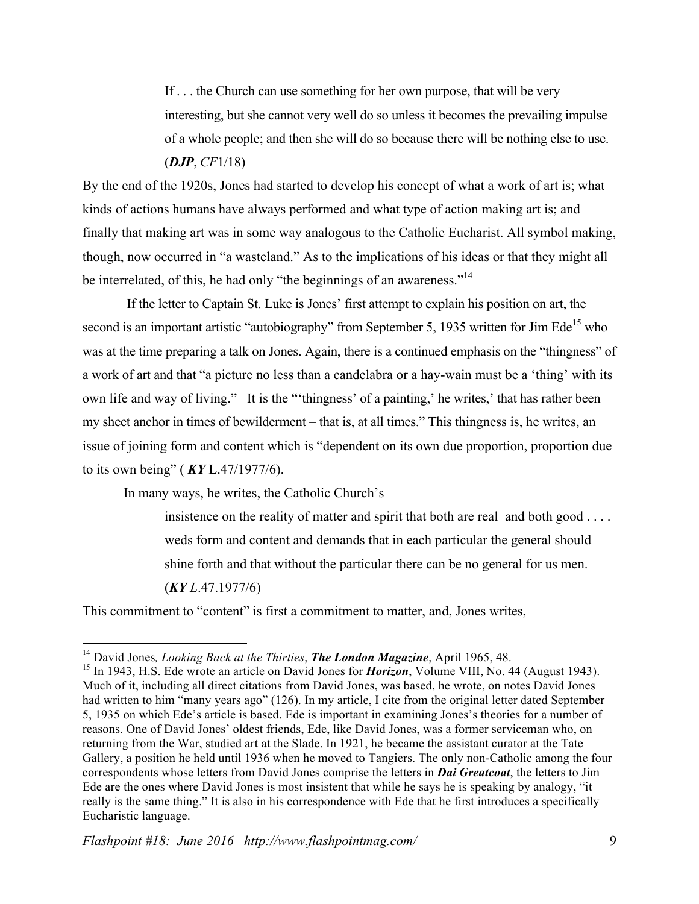> If . . . the Church can use something for her own purpose, that will be very interesting, but she cannot very well do so unless it becomes the prevailing impulse of a whole people; and then she will do so because there will be nothing else to use. (***DJP***, *CF*1/18)

By the end of the 1920s, Jones had started to develop his concept of what a work of art is; what kinds of actions humans have always performed and what type of action making art is; and finally that making art was in some way analogous to the Catholic Eucharist. All symbol making, though, now occurred in "a wasteland." As to the implications of his ideas or that they might all be interrelated, of this, he had only "the beginnings of an awareness."[14]

If the letter to Captain St. Luke is Jones' first attempt to explain his position on art, the second is an important artistic "autobiography" from September 5, 1935 written for Jim Ede[15] who was at the time preparing a talk on Jones. Again, there is a continued emphasis on the "thingness" of a work of art and that "a picture no less than a candelabra or a hay-wain must be a 'thing' with its own life and way of living." It is the "'thingness' of a painting,' he writes,' that has rather been my sheet anchor in times of bewilderment – that is, at all times." This thingness is, he writes, an issue of joining form and content which is "dependent on its own due proportion, proportion due to its own being" ( ***KY*** L.47/1977/6).

In many ways, he writes, the Catholic Church's

> insistence on the reality of matter and spirit that both are real and both good . . . . weds form and content and demands that in each particular the general should shine forth and that without the particular there can be no general for us men. (***KY*** *L*.47.1977/6)

This commitment to "content" is first a commitment to matter, and, Jones writes,

---

[14] David Jones*, Looking Back at the Thirties*, ***The London Magazine***, April 1965, 48.

[15] In 1943, H.S. Ede wrote an article on David Jones for ***Horizon***, Volume VIII, No. 44 (August 1943). Much of it, including all direct citations from David Jones, was based, he wrote, on notes David Jones had written to him "many years ago" (126). In my article, I cite from the original letter dated September 5, 1935 on which Ede's article is based. Ede is important in examining Jones's theories for a number of reasons. One of David Jones' oldest friends, Ede, like David Jones, was a former serviceman who, on returning from the War, studied art at the Slade. In 1921, he became the assistant curator at the Tate Gallery, a position he held until 1936 when he moved to Tangiers. The only non-Catholic among the four correspondents whose letters from David Jones comprise the letters in ***Dai Greatcoat***, the letters to Jim Ede are the ones where David Jones is most insistent that while he says he is speaking by analogy, "it really is the same thing." It is also in his correspondence with Ede that he first introduces a specifically Eucharistic language.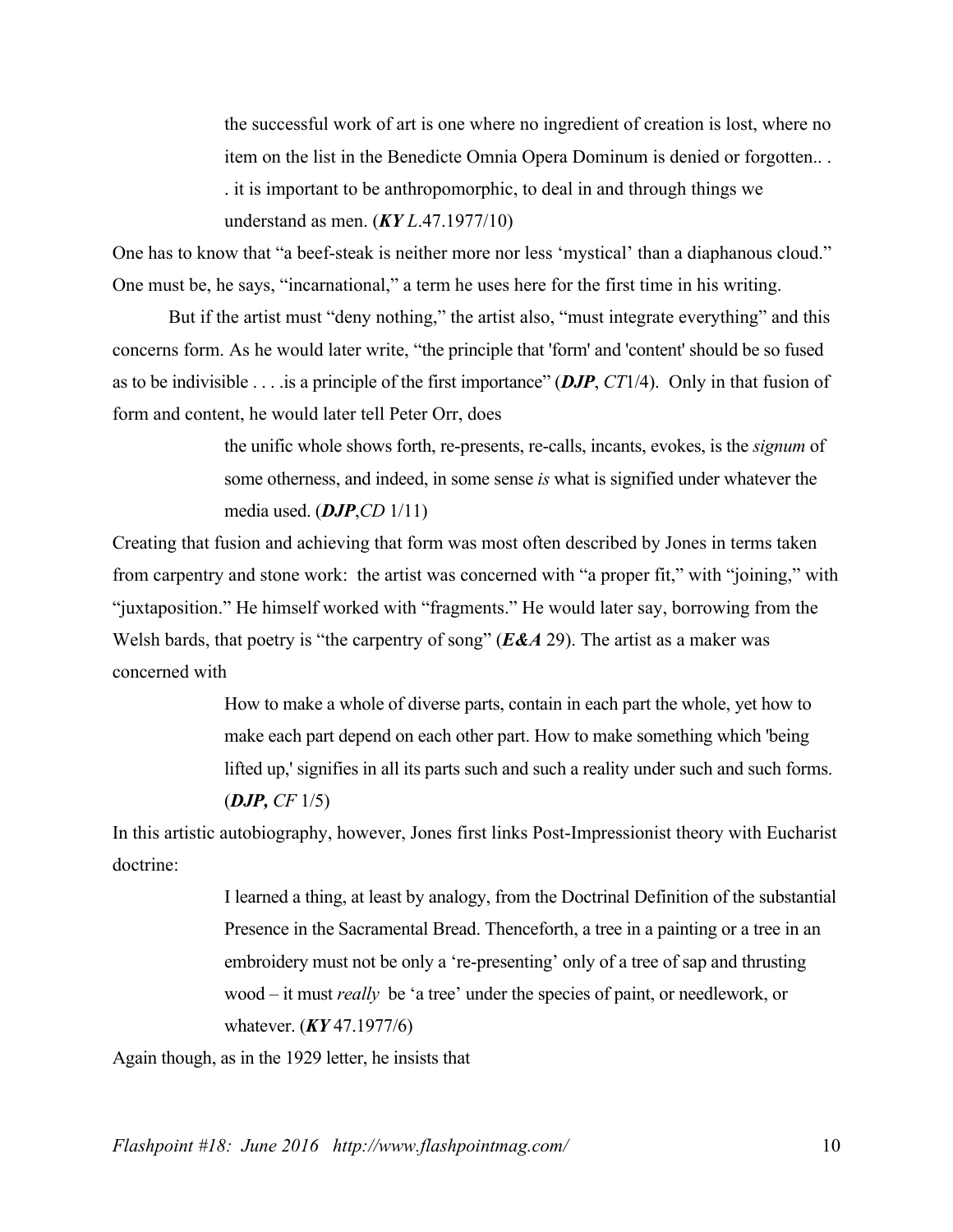> the successful work of art is one where no ingredient of creation is lost, where no item on the list in the Benedicte Omnia Opera Dominum is denied or forgotten.. . . it is important to be anthropomorphic, to deal in and through things we understand as men. (***KY** L*.47.1977/10)

One has to know that "a beef-steak is neither more nor less 'mystical' than a diaphanous cloud." One must be, he says, "incarnational," a term he uses here for the first time in his writing.

But if the artist must "deny nothing," the artist also, "must integrate everything" and this concerns form. As he would later write, "the principle that 'form' and 'content' should be so fused as to be indivisible . . . .is a principle of the first importance" (***DJP***, *CT*1/4). Only in that fusion of form and content, he would later tell Peter Orr, does

> the unific whole shows forth, re-presents, re-calls, incants, evokes, is the *signum* of some otherness, and indeed, in some sense *is* what is signified under whatever the media used. (***DJP***,*CD* 1/11)

Creating that fusion and achieving that form was most often described by Jones in terms taken from carpentry and stone work: the artist was concerned with "a proper fit," with "joining," with "juxtaposition." He himself worked with "fragments." He would later say, borrowing from the Welsh bards, that poetry is "the carpentry of song" (***E&A*** 29). The artist as a maker was concerned with

> How to make a whole of diverse parts, contain in each part the whole, yet how to make each part depend on each other part. How to make something which 'being lifted up,' signifies in all its parts such and such a reality under such and such forms. (***DJP,*** *CF* 1/5)

In this artistic autobiography, however, Jones first links Post-Impressionist theory with Eucharist doctrine:

> I learned a thing, at least by analogy, from the Doctrinal Definition of the substantial Presence in the Sacramental Bread. Thenceforth, a tree in a painting or a tree in an embroidery must not be only a 're-presenting' only of a tree of sap and thrusting wood – it must *really* be 'a tree' under the species of paint, or needlework, or whatever. (***KY*** 47.1977/6)

Again though, as in the 1929 letter, he insists that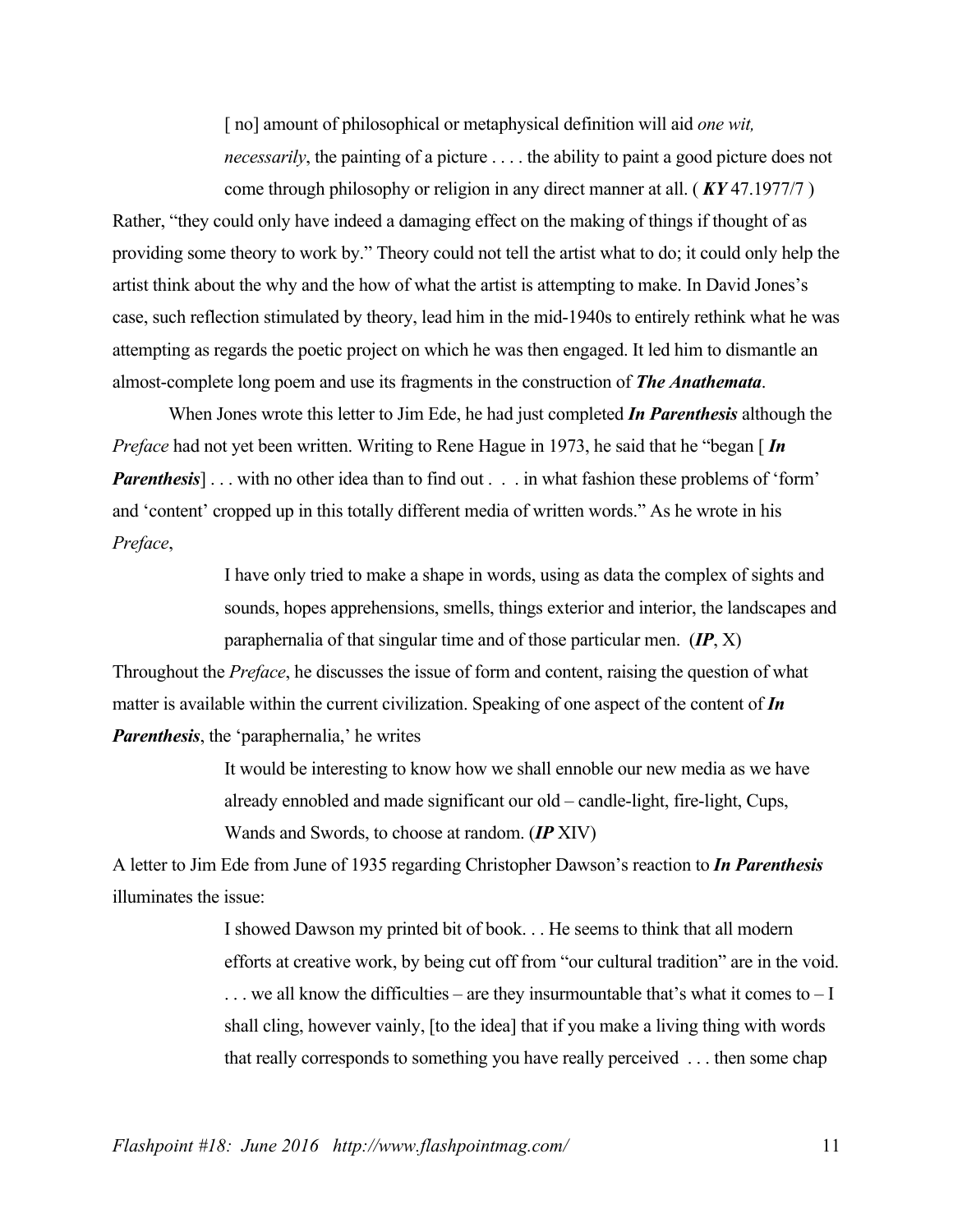> [ no] amount of philosophical or metaphysical definition will aid *one wit, necessarily*, the painting of a picture . . . . the ability to paint a good picture does not come through philosophy or religion in any direct manner at all. ( ***KY*** 47.1977/7 )

Rather, "they could only have indeed a damaging effect on the making of things if thought of as providing some theory to work by." Theory could not tell the artist what to do; it could only help the artist think about the why and the how of what the artist is attempting to make. In David Jones's case, such reflection stimulated by theory, lead him in the mid-1940s to entirely rethink what he was attempting as regards the poetic project on which he was then engaged. It led him to dismantle an almost-complete long poem and use its fragments in the construction of ***The Anathemata***.

When Jones wrote this letter to Jim Ede, he had just completed ***In Parenthesis*** although the *Preface* had not yet been written. Writing to Rene Hague in 1973, he said that he "began [ ***In Parenthesis***] . . . with no other idea than to find out . . . in what fashion these problems of 'form' and 'content' cropped up in this totally different media of written words." As he wrote in his *Preface*,

> I have only tried to make a shape in words, using as data the complex of sights and sounds, hopes apprehensions, smells, things exterior and interior, the landscapes and paraphernalia of that singular time and of those particular men. (***IP***, X)

Throughout the *Preface*, he discusses the issue of form and content, raising the question of what matter is available within the current civilization. Speaking of one aspect of the content of ***In Parenthesis***, the 'paraphernalia,' he writes

> It would be interesting to know how we shall ennoble our new media as we have already ennobled and made significant our old – candle-light, fire-light, Cups, Wands and Swords, to choose at random. (***IP*** XIV)

A letter to Jim Ede from June of 1935 regarding Christopher Dawson's reaction to ***In Parenthesis*** illuminates the issue:

> I showed Dawson my printed bit of book. . . He seems to think that all modern efforts at creative work, by being cut off from "our cultural tradition" are in the void. . . . we all know the difficulties – are they insurmountable that's what it comes to – I shall cling, however vainly, [to the idea] that if you make a living thing with words that really corresponds to something you have really perceived . . . then some chap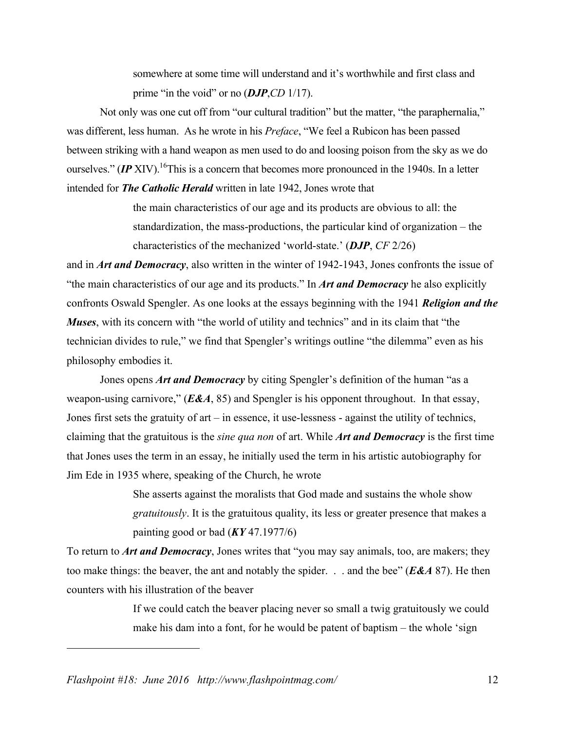> somewhere at some time will understand and it's worthwhile and first class and prime "in the void" or no (***DJP***,*CD* 1/17).

Not only was one cut off from "our cultural tradition" but the matter, "the paraphernalia," was different, less human. As he wrote in his *Preface*, "We feel a Rubicon has been passed between striking with a hand weapon as men used to do and loosing poison from the sky as we do ourselves." (***IP*** XIV).[16]This is a concern that becomes more pronounced in the 1940s. In a letter intended for ***The Catholic Herald*** written in late 1942, Jones wrote that

> the main characteristics of our age and its products are obvious to all: the standardization, the mass-productions, the particular kind of organization – the characteristics of the mechanized 'world-state.' (***DJP***, *CF* 2/26)

and in ***Art and Democracy***, also written in the winter of 1942-1943, Jones confronts the issue of "the main characteristics of our age and its products." In ***Art and Democracy*** he also explicitly confronts Oswald Spengler. As one looks at the essays beginning with the 1941 ***Religion and the Muses***, with its concern with "the world of utility and technics" and in its claim that "the technician divides to rule," we find that Spengler's writings outline "the dilemma" even as his philosophy embodies it.

Jones opens ***Art and Democracy*** by citing Spengler's definition of the human "as a weapon-using carnivore," (***E&A***, 85) and Spengler is his opponent throughout. In that essay, Jones first sets the gratuity of art – in essence, it use-lessness - against the utility of technics, claiming that the gratuitous is the *sine qua non* of art. While ***Art and Democracy*** is the first time that Jones uses the term in an essay, he initially used the term in his artistic autobiography for Jim Ede in 1935 where, speaking of the Church, he wrote

> She asserts against the moralists that God made and sustains the whole show *gratuitously*. It is the gratuitous quality, its less or greater presence that makes a painting good or bad (***KY*** 47.1977/6)

To return to ***Art and Democracy***, Jones writes that "you may say animals, too, are makers; they too make things: the beaver, the ant and notably the spider. . . and the bee" (***E&A*** 87). He then counters with his illustration of the beaver

> If we could catch the beaver placing never so small a twig gratuitously we could make his dam into a font, for he would be patent of baptism – the whole 'sign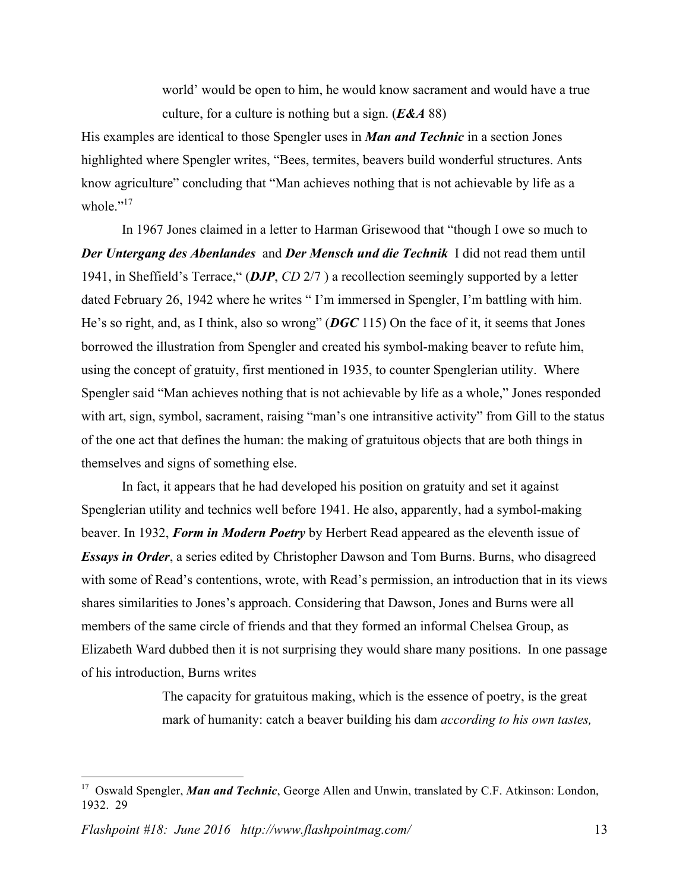> world' would be open to him, he would know sacrament and would have a true culture, for a culture is nothing but a sign. (***E&A*** 88)

His examples are identical to those Spengler uses in ***Man and Technic*** in a section Jones highlighted where Spengler writes, "Bees, termites, beavers build wonderful structures. Ants know agriculture" concluding that "Man achieves nothing that is not achievable by life as a whole."[17]

In 1967 Jones claimed in a letter to Harman Grisewood that "though I owe so much to ***Der Untergang des Abenlandes*** and ***Der Mensch und die Technik*** I did not read them until 1941, in Sheffield's Terrace," (***DJP***, *CD* 2/7 ) a recollection seemingly supported by a letter dated February 26, 1942 where he writes " I'm immersed in Spengler, I'm battling with him. He's so right, and, as I think, also so wrong" (***DGC*** 115) On the face of it, it seems that Jones borrowed the illustration from Spengler and created his symbol-making beaver to refute him, using the concept of gratuity, first mentioned in 1935, to counter Spenglerian utility. Where Spengler said "Man achieves nothing that is not achievable by life as a whole," Jones responded with art, sign, symbol, sacrament, raising "man's one intransitive activity" from Gill to the status of the one act that defines the human: the making of gratuitous objects that are both things in themselves and signs of something else.

In fact, it appears that he had developed his position on gratuity and set it against Spenglerian utility and technics well before 1941. He also, apparently, had a symbol-making beaver. In 1932, ***Form in Modern Poetry*** by Herbert Read appeared as the eleventh issue of ***Essays in Order***, a series edited by Christopher Dawson and Tom Burns. Burns, who disagreed with some of Read's contentions, wrote, with Read's permission, an introduction that in its views shares similarities to Jones's approach. Considering that Dawson, Jones and Burns were all members of the same circle of friends and that they formed an informal Chelsea Group, as Elizabeth Ward dubbed then it is not surprising they would share many positions. In one passage of his introduction, Burns writes

> The capacity for gratuitous making, which is the essence of poetry, is the great mark of humanity: catch a beaver building his dam *according to his own tastes,*

[17] Oswald Spengler, ***Man and Technic***, George Allen and Unwin, translated by C.F. Atkinson: London, 1932. 29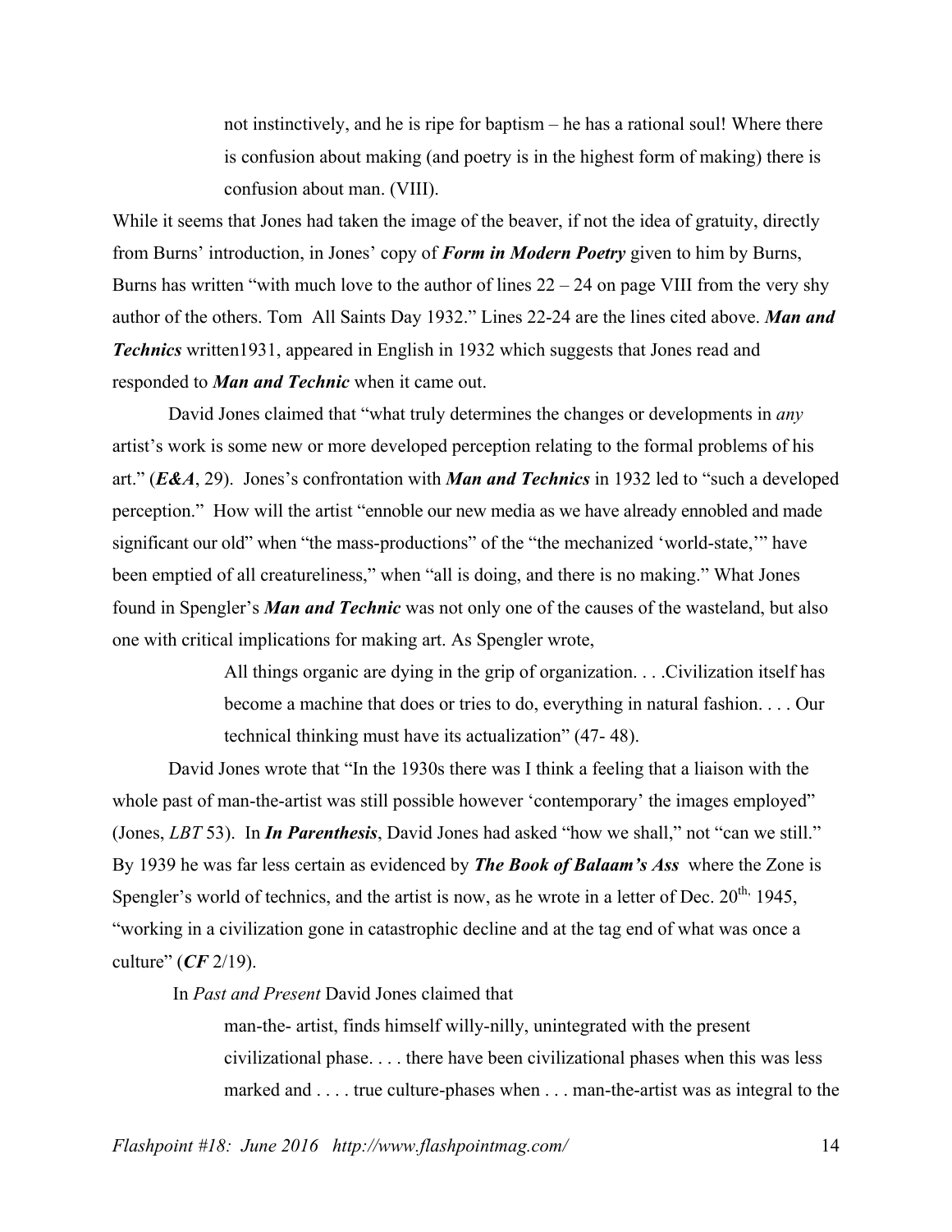> not instinctively, and he is ripe for baptism – he has a rational soul! Where there is confusion about making (and poetry is in the highest form of making) there is confusion about man. (VIII).

While it seems that Jones had taken the image of the beaver, if not the idea of gratuity, directly from Burns' introduction, in Jones' copy of ***Form in Modern Poetry*** given to him by Burns, Burns has written "with much love to the author of lines 22 – 24 on page VIII from the very shy author of the others. Tom All Saints Day 1932." Lines 22-24 are the lines cited above. ***Man and Technics*** written1931, appeared in English in 1932 which suggests that Jones read and responded to ***Man and Technic*** when it came out.

David Jones claimed that "what truly determines the changes or developments in *any* artist's work is some new or more developed perception relating to the formal problems of his art." (***E&A***, 29). Jones's confrontation with ***Man and Technics*** in 1932 led to "such a developed perception." How will the artist "ennoble our new media as we have already ennobled and made significant our old" when "the mass-productions" of the "the mechanized 'world-state,'" have been emptied of all creatureliness," when "all is doing, and there is no making." What Jones found in Spengler's ***Man and Technic*** was not only one of the causes of the wasteland, but also one with critical implications for making art. As Spengler wrote,

> All things organic are dying in the grip of organization. . . .Civilization itself has become a machine that does or tries to do, everything in natural fashion. . . . Our technical thinking must have its actualization" (47- 48).

David Jones wrote that "In the 1930s there was I think a feeling that a liaison with the whole past of man-the-artist was still possible however 'contemporary' the images employed" (Jones, *LBT* 53). In ***In Parenthesis***, David Jones had asked "how we shall," not "can we still." By 1939 he was far less certain as evidenced by ***The Book of Balaam's Ass*** where the Zone is Spengler's world of technics, and the artist is now, as he wrote in a letter of Dec. 20th, 1945, "working in a civilization gone in catastrophic decline and at the tag end of what was once a culture" (***CF*** 2/19).

In *Past and Present* David Jones claimed that

> man-the- artist, finds himself willy-nilly, unintegrated with the present civilizational phase. . . . there have been civilizational phases when this was less marked and . . . . true culture-phases when . . . man-the-artist was as integral to the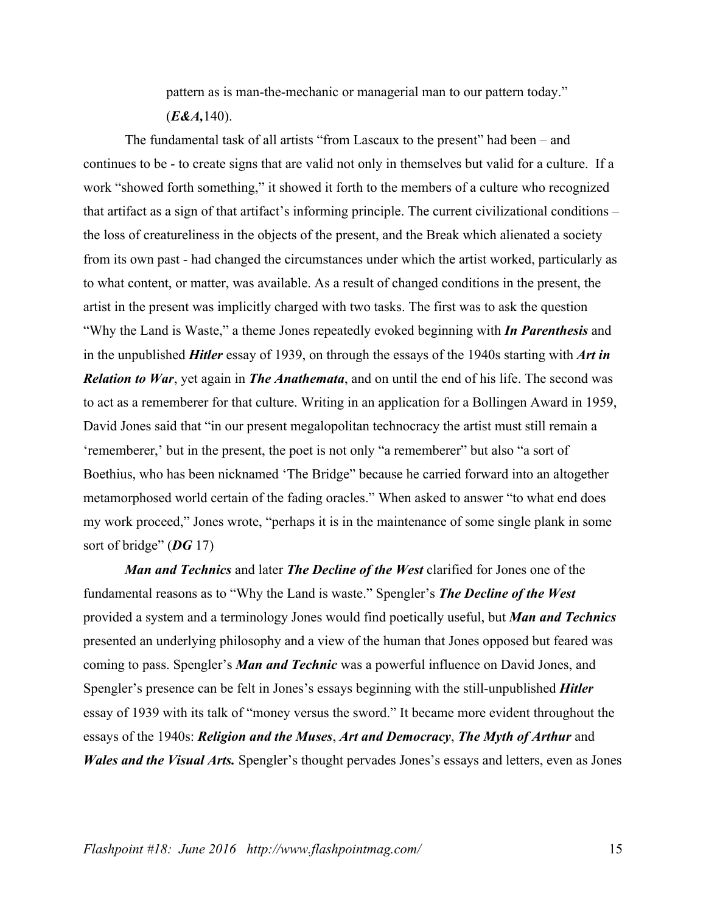> pattern as is man-the-mechanic or managerial man to our pattern today." (***E&A,***140).

The fundamental task of all artists "from Lascaux to the present" had been – and continues to be - to create signs that are valid not only in themselves but valid for a culture. If a work "showed forth something," it showed it forth to the members of a culture who recognized that artifact as a sign of that artifact's informing principle. The current civilizational conditions – the loss of creatureliness in the objects of the present, and the Break which alienated a society from its own past - had changed the circumstances under which the artist worked, particularly as to what content, or matter, was available. As a result of changed conditions in the present, the artist in the present was implicitly charged with two tasks. The first was to ask the question "Why the Land is Waste," a theme Jones repeatedly evoked beginning with ***In Parenthesis*** and in the unpublished ***Hitler*** essay of 1939, on through the essays of the 1940s starting with ***Art in Relation to War***, yet again in ***The Anathemata***, and on until the end of his life. The second was to act as a rememberer for that culture. Writing in an application for a Bollingen Award in 1959, David Jones said that "in our present megalopolitan technocracy the artist must still remain a 'rememberer,' but in the present, the poet is not only "a rememberer" but also "a sort of Boethius, who has been nicknamed 'The Bridge" because he carried forward into an altogether metamorphosed world certain of the fading oracles." When asked to answer "to what end does my work proceed," Jones wrote, "perhaps it is in the maintenance of some single plank in some sort of bridge" (***DG*** 17)

***Man and Technics*** and later ***The Decline of the West*** clarified for Jones one of the fundamental reasons as to "Why the Land is waste." Spengler's ***The Decline of the West*** provided a system and a terminology Jones would find poetically useful, but ***Man and Technics*** presented an underlying philosophy and a view of the human that Jones opposed but feared was coming to pass. Spengler's ***Man and Technic*** was a powerful influence on David Jones, and Spengler's presence can be felt in Jones's essays beginning with the still-unpublished ***Hitler*** essay of 1939 with its talk of "money versus the sword." It became more evident throughout the essays of the 1940s: ***Religion and the Muses***, ***Art and Democracy***, ***The Myth of Arthur*** and ***Wales and the Visual Arts.*** Spengler's thought pervades Jones's essays and letters, even as Jones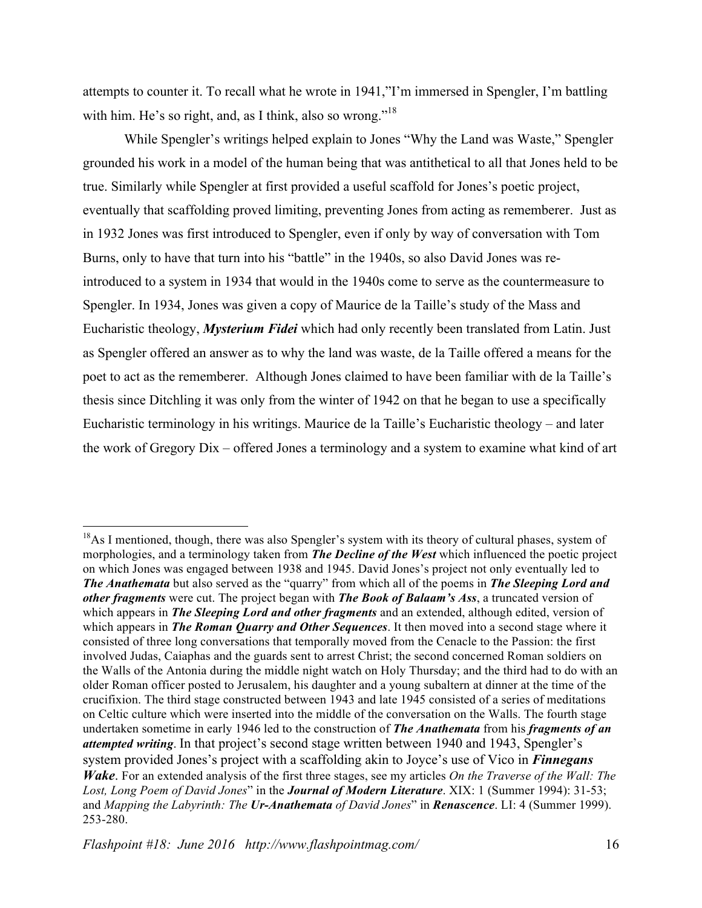attempts to counter it. To recall what he wrote in 1941,"I'm immersed in Spengler, I'm battling with him. He's so right, and, as I think, also so wrong."[18]

While Spengler's writings helped explain to Jones "Why the Land was Waste," Spengler grounded his work in a model of the human being that was antithetical to all that Jones held to be true. Similarly while Spengler at first provided a useful scaffold for Jones's poetic project, eventually that scaffolding proved limiting, preventing Jones from acting as rememberer. Just as in 1932 Jones was first introduced to Spengler, even if only by way of conversation with Tom Burns, only to have that turn into his "battle" in the 1940s, so also David Jones was re-introduced to a system in 1934 that would in the 1940s come to serve as the countermeasure to Spengler. In 1934, Jones was given a copy of Maurice de la Taille's study of the Mass and Eucharistic theology, ***Mysterium Fidei*** which had only recently been translated from Latin. Just as Spengler offered an answer as to why the land was waste, de la Taille offered a means for the poet to act as the rememberer. Although Jones claimed to have been familiar with de la Taille's thesis since Ditchling it was only from the winter of 1942 on that he began to use a specifically Eucharistic terminology in his writings. Maurice de la Taille's Eucharistic theology – and later the work of Gregory Dix – offered Jones a terminology and a system to examine what kind of art

---

[18] As I mentioned, though, there was also Spengler's system with its theory of cultural phases, system of morphologies, and a terminology taken from ***The Decline of the West*** which influenced the poetic project on which Jones was engaged between 1938 and 1945. David Jones's project not only eventually led to ***The Anathemata*** but also served as the "quarry" from which all of the poems in ***The Sleeping Lord and other fragments*** were cut. The project began with ***The Book of Balaam's Ass***, a truncated version of which appears in ***The Sleeping Lord and other fragments*** and an extended, although edited, version of which appears in ***The Roman Quarry and Other Sequences***. It then moved into a second stage where it consisted of three long conversations that temporally moved from the Cenacle to the Passion: the first involved Judas, Caiaphas and the guards sent to arrest Christ; the second concerned Roman soldiers on the Walls of the Antonia during the middle night watch on Holy Thursday; and the third had to do with an older Roman officer posted to Jerusalem, his daughter and a young subaltern at dinner at the time of the crucifixion. The third stage constructed between 1943 and late 1945 consisted of a series of meditations on Celtic culture which were inserted into the middle of the conversation on the Walls. The fourth stage undertaken sometime in early 1946 led to the construction of ***The Anathemata*** from his ***fragments of an attempted writing***. In that project's second stage written between 1940 and 1943, Spengler's system provided Jones's project with a scaffolding akin to Joyce's use of Vico in ***Finnegans Wake***. For an extended analysis of the first three stages, see my articles *On the Traverse of the Wall: The Lost, Long Poem of David Jones*" in the ***Journal of Modern Literature***. XIX: 1 (Summer 1994): 31-53; and *Mapping the Labyrinth: The **Ur-Anathemata** of David Jones*" in ***Renascence***. LI: 4 (Summer 1999). 253-280.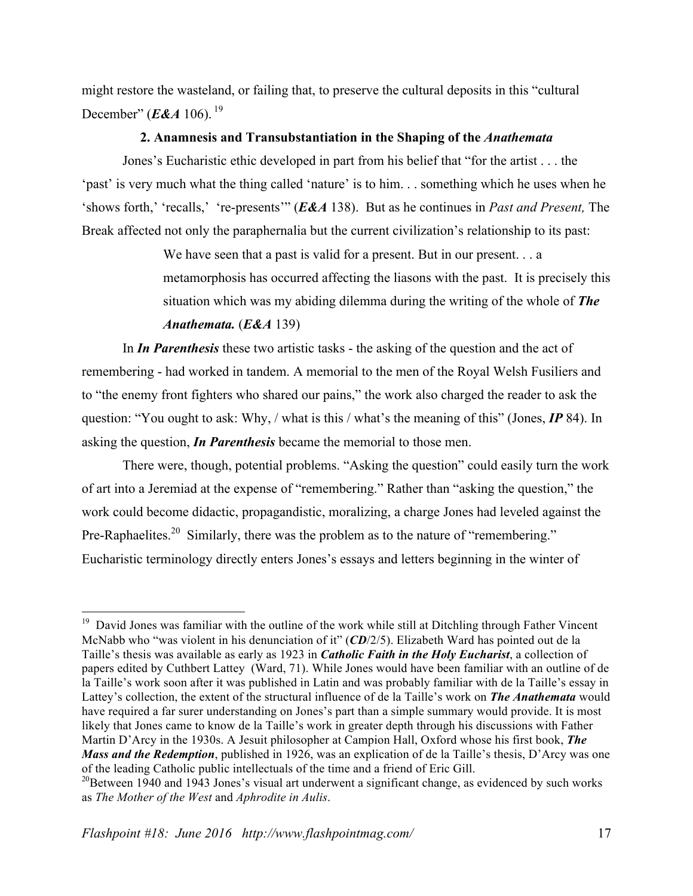might restore the wasteland, or failing that, to preserve the cultural deposits in this "cultural December" (***E&A*** 106).[19]

### 2. Anamnesis and Transubstantiation in the Shaping of the *Anathemata*

Jones's Eucharistic ethic developed in part from his belief that "for the artist . . . the 'past' is very much what the thing called 'nature' is to him. . . something which he uses when he 'shows forth,' 'recalls,' 're-presents'" (***E&A*** 138). But as he continues in *Past and Present,* The Break affected not only the paraphernalia but the current civilization's relationship to its past:

> We have seen that a past is valid for a present. But in our present. . . a metamorphosis has occurred affecting the liasons with the past. It is precisely this situation which was my abiding dilemma during the writing of the whole of ***The Anathemata.*** (***E&A*** 139)

In ***In Parenthesis*** these two artistic tasks - the asking of the question and the act of remembering - had worked in tandem. A memorial to the men of the Royal Welsh Fusiliers and to "the enemy front fighters who shared our pains," the work also charged the reader to ask the question: "You ought to ask: Why, / what is this / what's the meaning of this" (Jones, ***IP*** 84). In asking the question, ***In Parenthesis*** became the memorial to those men.

There were, though, potential problems. "Asking the question" could easily turn the work of art into a Jeremiad at the expense of "remembering." Rather than "asking the question," the work could become didactic, propagandistic, moralizing, a charge Jones had leveled against the Pre-Raphaelites.[20] Similarly, there was the problem as to the nature of "remembering." Eucharistic terminology directly enters Jones's essays and letters beginning in the winter of

---

[19] David Jones was familiar with the outline of the work while still at Ditchling through Father Vincent McNabb who "was violent in his denunciation of it" (***CD***/2/5). Elizabeth Ward has pointed out de la Taille's thesis was available as early as 1923 in ***Catholic Faith in the Holy Eucharist***, a collection of papers edited by Cuthbert Lattey (Ward, 71). While Jones would have been familiar with an outline of de la Taille's work soon after it was published in Latin and was probably familiar with de la Taille's essay in Lattey's collection, the extent of the structural influence of de la Taille's work on ***The Anathemata*** would have required a far surer understanding on Jones's part than a simple summary would provide. It is most likely that Jones came to know de la Taille's work in greater depth through his discussions with Father Martin D'Arcy in the 1930s. A Jesuit philosopher at Campion Hall, Oxford whose his first book, ***The Mass and the Redemption***, published in 1926, was an explication of de la Taille's thesis, D'Arcy was one of the leading Catholic public intellectuals of the time and a friend of Eric Gill.

[20] Between 1940 and 1943 Jones's visual art underwent a significant change, as evidenced by such works as *The Mother of the West* and *Aphrodite in Aulis*.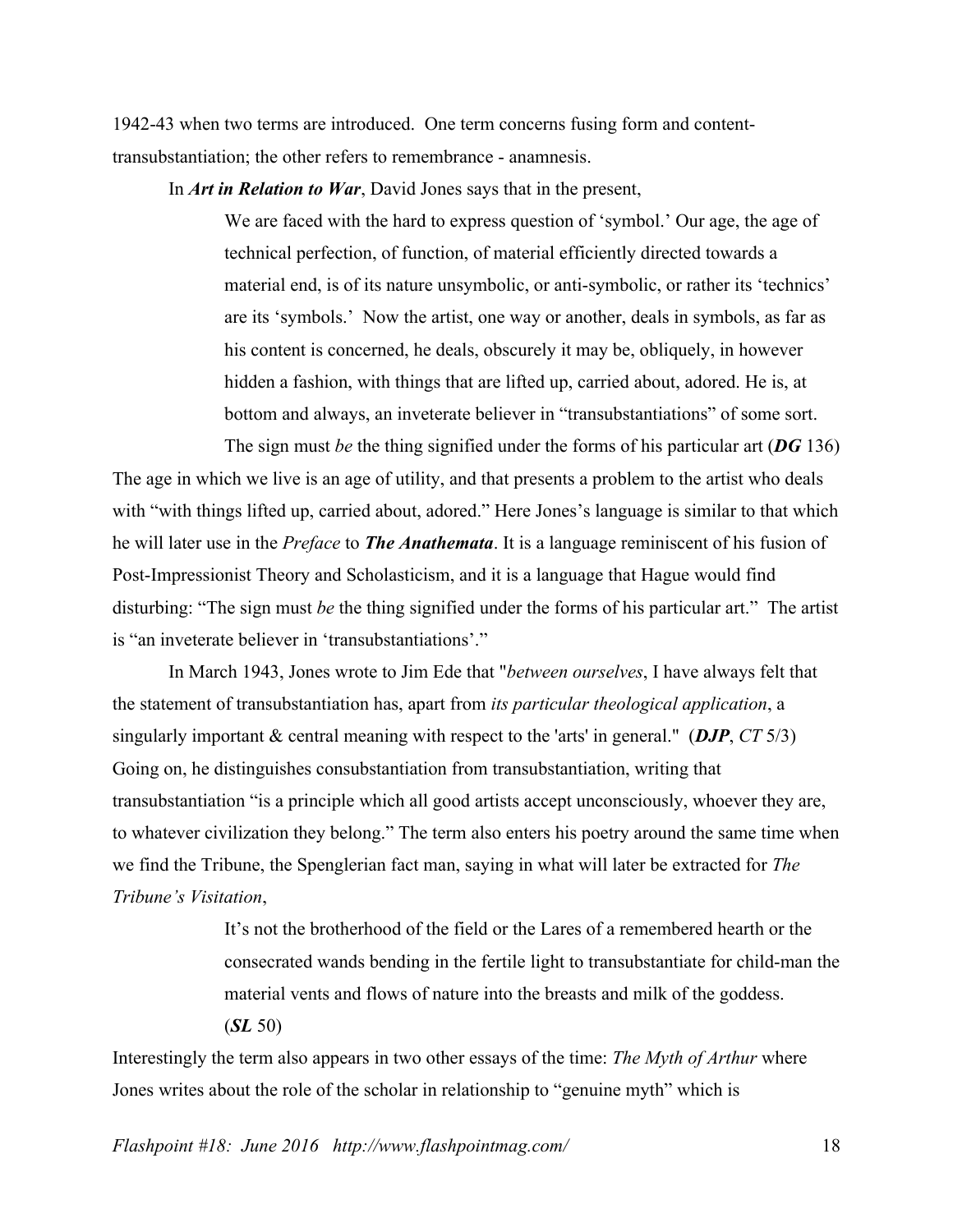1942-43 when two terms are introduced. One term concerns fusing form and content- transubstantiation; the other refers to remembrance - anamnesis.

In ***Art in Relation to War***, David Jones says that in the present,

> We are faced with the hard to express question of 'symbol.' Our age, the age of technical perfection, of function, of material efficiently directed towards a material end, is of its nature unsymbolic, or anti-symbolic, or rather its 'technics' are its 'symbols.' Now the artist, one way or another, deals in symbols, as far as his content is concerned, he deals, obscurely it may be, obliquely, in however hidden a fashion, with things that are lifted up, carried about, adored. He is, at bottom and always, an inveterate believer in "transubstantiations" of some sort.
>
> The sign must *be* the thing signified under the forms of his particular art (***DG*** 136)

The age in which we live is an age of utility, and that presents a problem to the artist who deals with "with things lifted up, carried about, adored." Here Jones's language is similar to that which he will later use in the *Preface* to ***The Anathemata***. It is a language reminiscent of his fusion of Post-Impressionist Theory and Scholasticism, and it is a language that Hague would find disturbing: "The sign must *be* the thing signified under the forms of his particular art." The artist is "an inveterate believer in 'transubstantiations'."

In March 1943, Jones wrote to Jim Ede that "*between ourselves*, I have always felt that the statement of transubstantiation has, apart from *its particular theological application*, a singularly important & central meaning with respect to the 'arts' in general." (***DJP***, *CT* 5/3) Going on, he distinguishes consubstantiation from transubstantiation, writing that transubstantiation "is a principle which all good artists accept unconsciously, whoever they are, to whatever civilization they belong." The term also enters his poetry around the same time when we find the Tribune, the Spenglerian fact man, saying in what will later be extracted for *The Tribune's Visitation*,

> It's not the brotherhood of the field or the Lares of a remembered hearth or the consecrated wands bending in the fertile light to transubstantiate for child-man the material vents and flows of nature into the breasts and milk of the goddess. (***SL*** 50)

Interestingly the term also appears in two other essays of the time: *The Myth of Arthur* where Jones writes about the role of the scholar in relationship to "genuine myth" which is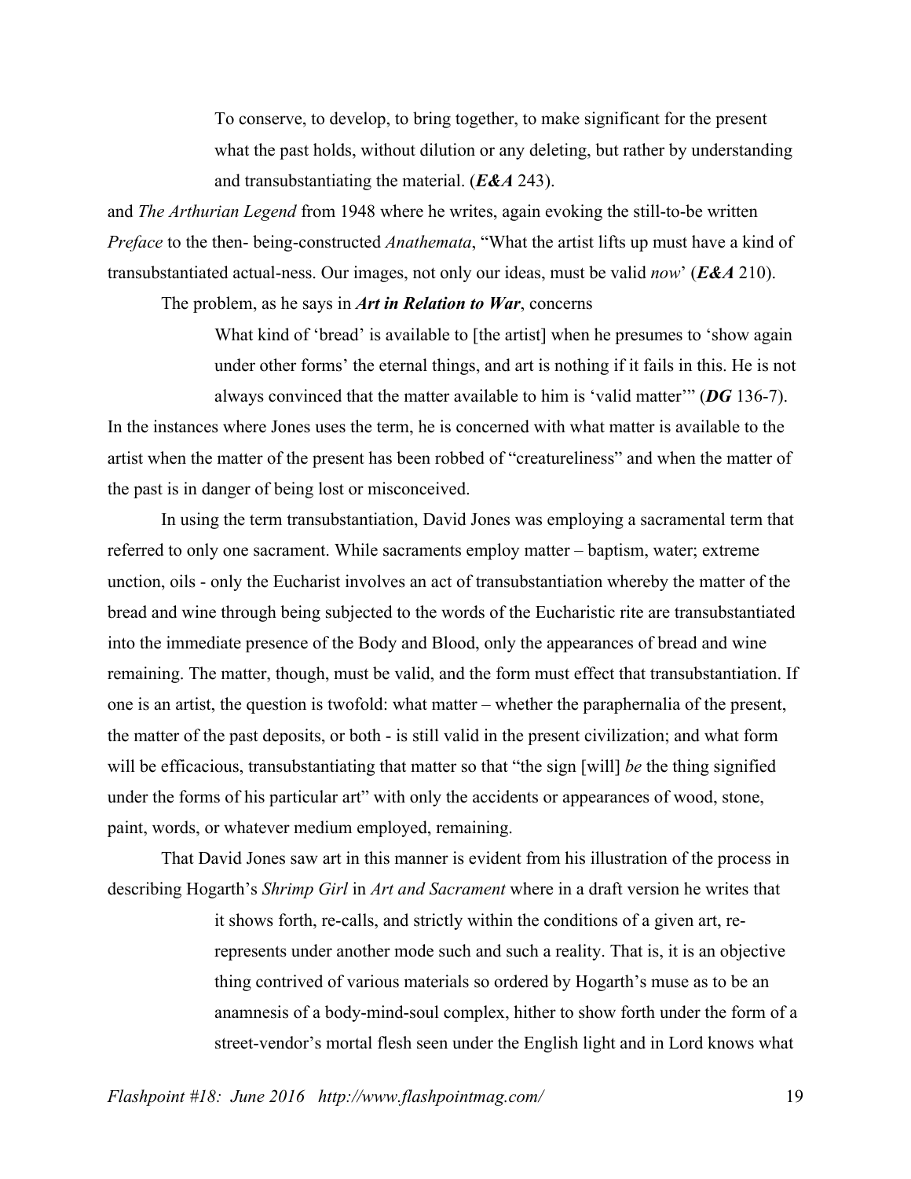> To conserve, to develop, to bring together, to make significant for the present what the past holds, without dilution or any deleting, but rather by understanding and transubstantiating the material. (***E&A*** 243).

and *The Arthurian Legend* from 1948 where he writes, again evoking the still-to-be written *Preface* to the then- being-constructed *Anathemata*, "What the artist lifts up must have a kind of transubstantiated actual-ness. Our images, not only our ideas, must be valid *now*' (***E&A*** 210).

The problem, as he says in ***Art in Relation to War***, concerns

> What kind of 'bread' is available to [the artist] when he presumes to 'show again under other forms' the eternal things, and art is nothing if it fails in this. He is not always convinced that the matter available to him is 'valid matter'" (***DG*** 136-7).

In the instances where Jones uses the term, he is concerned with what matter is available to the artist when the matter of the present has been robbed of "creatureliness" and when the matter of the past is in danger of being lost or misconceived.

In using the term transubstantiation, David Jones was employing a sacramental term that referred to only one sacrament. While sacraments employ matter – baptism, water; extreme unction, oils - only the Eucharist involves an act of transubstantiation whereby the matter of the bread and wine through being subjected to the words of the Eucharistic rite are transubstantiated into the immediate presence of the Body and Blood, only the appearances of bread and wine remaining. The matter, though, must be valid, and the form must effect that transubstantiation. If one is an artist, the question is twofold: what matter – whether the paraphernalia of the present, the matter of the past deposits, or both - is still valid in the present civilization; and what form will be efficacious, transubstantiating that matter so that "the sign [will] *be* the thing signified under the forms of his particular art" with only the accidents or appearances of wood, stone, paint, words, or whatever medium employed, remaining.

That David Jones saw art in this manner is evident from his illustration of the process in describing Hogarth's *Shrimp Girl* in *Art and Sacrament* where in a draft version he writes that

> it shows forth, re-calls, and strictly within the conditions of a given art, re-represents under another mode such and such a reality. That is, it is an objective thing contrived of various materials so ordered by Hogarth's muse as to be an anamnesis of a body-mind-soul complex, hither to show forth under the form of a street-vendor's mortal flesh seen under the English light and in Lord knows what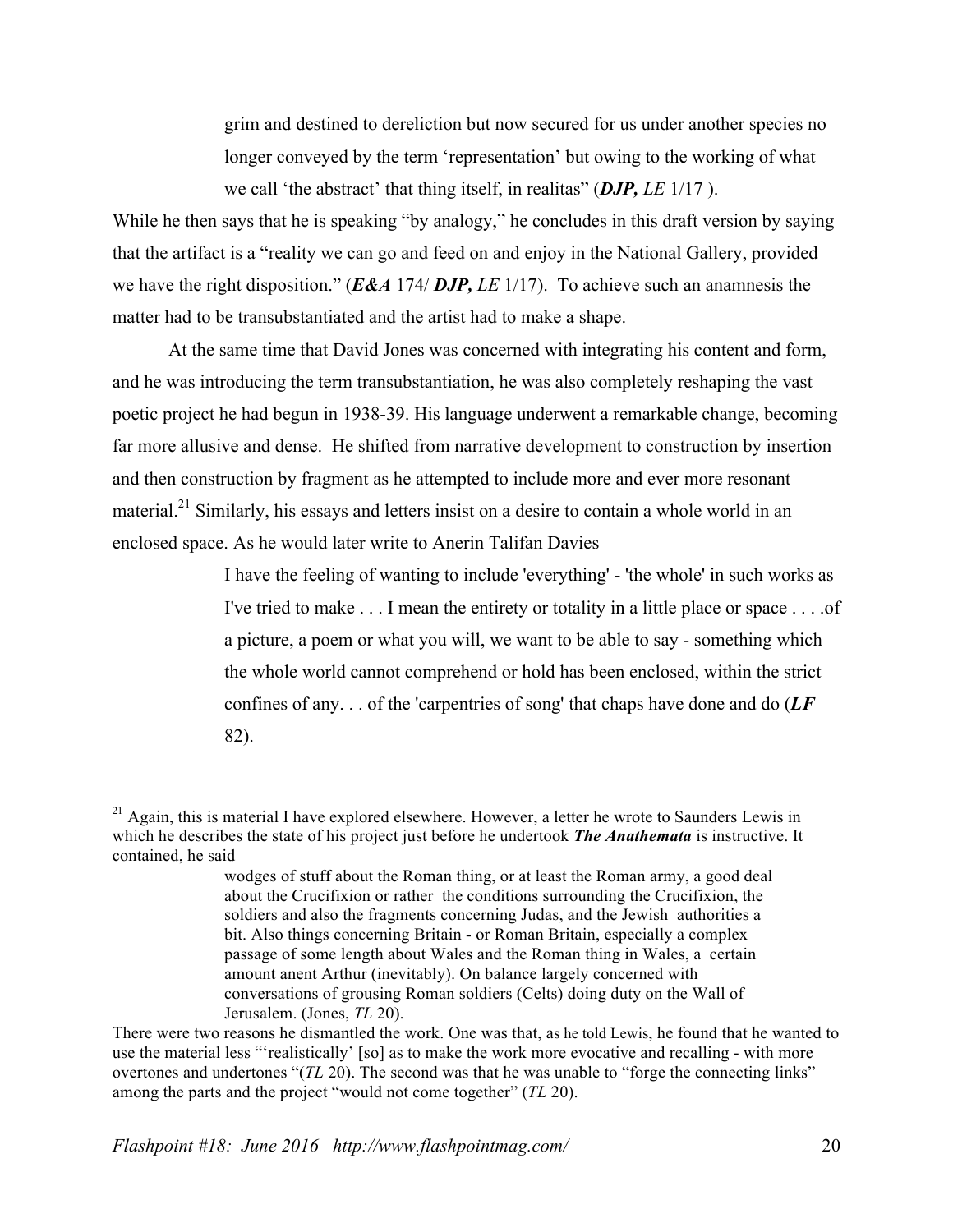> grim and destined to dereliction but now secured for us under another species no longer conveyed by the term 'representation' but owing to the working of what we call 'the abstract' that thing itself, in realitas" (***DJP,*** *LE* 1/17 ).

While he then says that he is speaking "by analogy," he concludes in this draft version by saying that the artifact is a "reality we can go and feed on and enjoy in the National Gallery, provided we have the right disposition." (***E&A*** 174/ ***DJP,*** *LE* 1/17). To achieve such an anamnesis the matter had to be transubstantiated and the artist had to make a shape.

At the same time that David Jones was concerned with integrating his content and form, and he was introducing the term transubstantiation, he was also completely reshaping the vast poetic project he had begun in 1938-39. His language underwent a remarkable change, becoming far more allusive and dense. He shifted from narrative development to construction by insertion and then construction by fragment as he attempted to include more and ever more resonant material.[21] Similarly, his essays and letters insist on a desire to contain a whole world in an enclosed space. As he would later write to Anerin Talifan Davies

> I have the feeling of wanting to include 'everything' - 'the whole' in such works as I've tried to make . . . I mean the entirety or totality in a little place or space . . . .of a picture, a poem or what you will, we want to be able to say - something which the whole world cannot comprehend or hold has been enclosed, within the strict confines of any. . . of the 'carpentries of song' that chaps have done and do (***LF*** 82).

---

[21] Again, this is material I have explored elsewhere. However, a letter he wrote to Saunders Lewis in which he describes the state of his project just before he undertook ***The Anathemata*** is instructive. It contained, he said

> wodges of stuff about the Roman thing, or at least the Roman army, a good deal about the Crucifixion or rather the conditions surrounding the Crucifixion, the soldiers and also the fragments concerning Judas, and the Jewish authorities a bit. Also things concerning Britain - or Roman Britain, especially a complex passage of some length about Wales and the Roman thing in Wales, a certain amount anent Arthur (inevitably). On balance largely concerned with conversations of grousing Roman soldiers (Celts) doing duty on the Wall of Jerusalem. (Jones, *TL* 20).

There were two reasons he dismantled the work. One was that, as he told Lewis, he found that he wanted to use the material less "'realistically' [so] as to make the work more evocative and recalling - with more overtones and undertones "(*TL* 20). The second was that he was unable to "forge the connecting links" among the parts and the project "would not come together" (*TL* 20).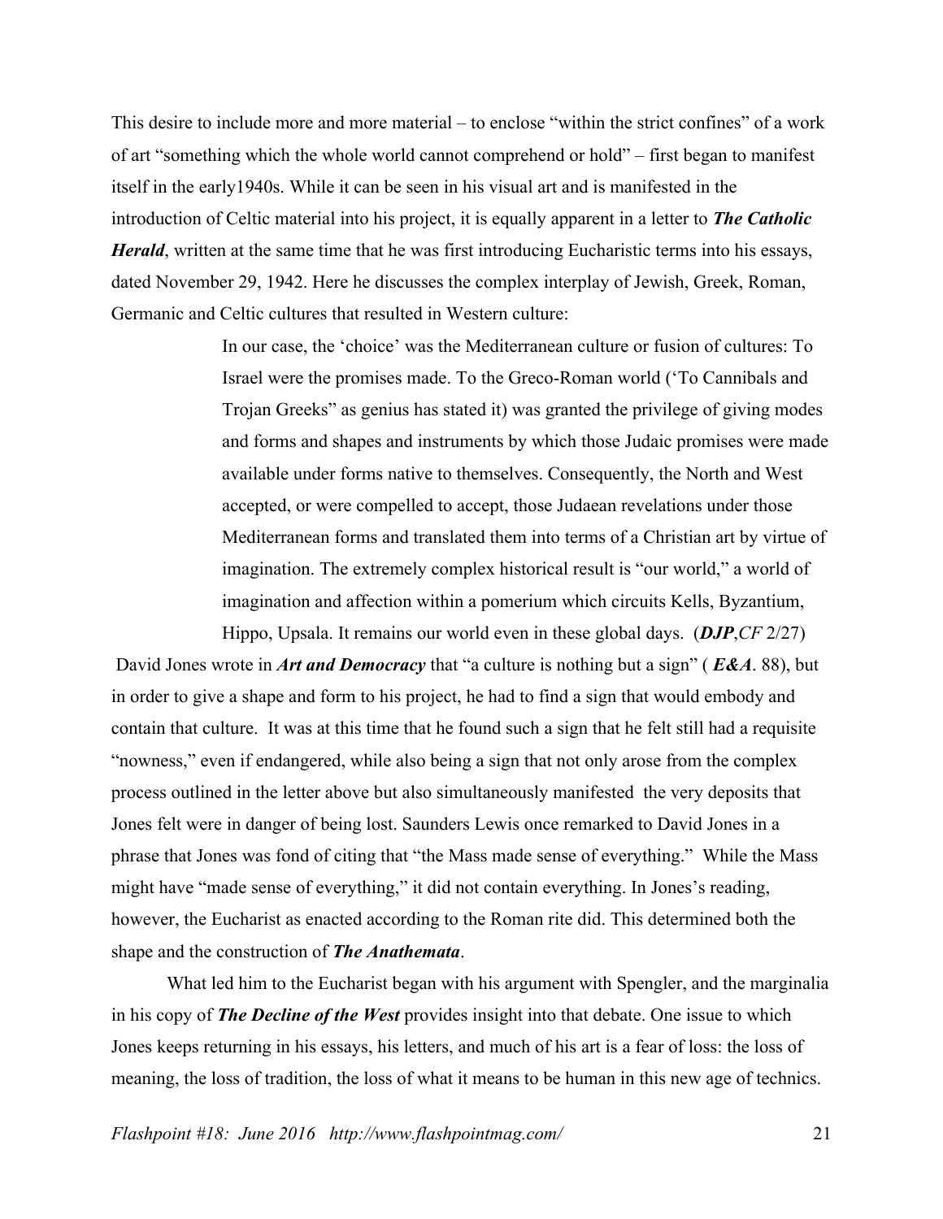This desire to include more and more material – to enclose "within the strict confines" of a work of art "something which the whole world cannot comprehend or hold" – first began to manifest itself in the early1940s. While it can be seen in his visual art and is manifested in the introduction of Celtic material into his project, it is equally apparent in a letter to ***The Catholic Herald***, written at the same time that he was first introducing Eucharistic terms into his essays, dated November 29, 1942. Here he discusses the complex interplay of Jewish, Greek, Roman, Germanic and Celtic cultures that resulted in Western culture:

> In our case, the 'choice' was the Mediterranean culture or fusion of cultures: To Israel were the promises made. To the Greco-Roman world ('To Cannibals and Trojan Greeks" as genius has stated it) was granted the privilege of giving modes and forms and shapes and instruments by which those Judaic promises were made available under forms native to themselves. Consequently, the North and West accepted, or were compelled to accept, those Judaean revelations under those Mediterranean forms and translated them into terms of a Christian art by virtue of imagination. The extremely complex historical result is "our world," a world of imagination and affection within a pomerium which circuits Kells, Byzantium, Hippo, Upsala. It remains our world even in these global days. (***DJP***,*CF* 2/27)

David Jones wrote in ***Art and Democracy*** that "a culture is nothing but a sign" ( ***E&A***. 88), but in order to give a shape and form to his project, he had to find a sign that would embody and contain that culture. It was at this time that he found such a sign that he felt still had a requisite "nowness," even if endangered, while also being a sign that not only arose from the complex process outlined in the letter above but also simultaneously manifested the very deposits that Jones felt were in danger of being lost. Saunders Lewis once remarked to David Jones in a phrase that Jones was fond of citing that "the Mass made sense of everything." While the Mass might have "made sense of everything," it did not contain everything. In Jones's reading, however, the Eucharist as enacted according to the Roman rite did. This determined both the shape and the construction of ***The Anathemata***.

What led him to the Eucharist began with his argument with Spengler, and the marginalia in his copy of ***The Decline of the West*** provides insight into that debate. One issue to which Jones keeps returning in his essays, his letters, and much of his art is a fear of loss: the loss of meaning, the loss of tradition, the loss of what it means to be human in this new age of technics.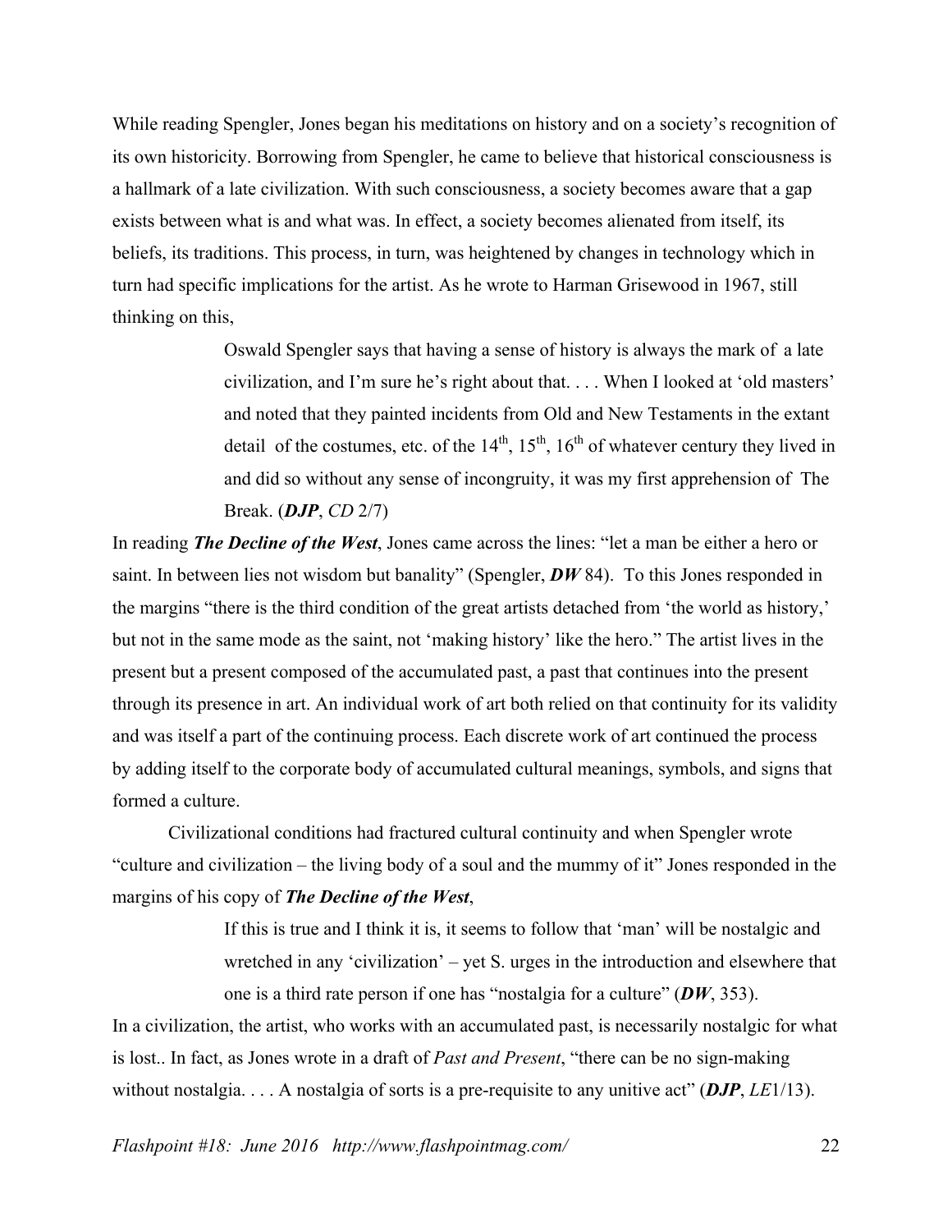While reading Spengler, Jones began his meditations on history and on a society's recognition of its own historicity. Borrowing from Spengler, he came to believe that historical consciousness is a hallmark of a late civilization. With such consciousness, a society becomes aware that a gap exists between what is and what was. In effect, a society becomes alienated from itself, its beliefs, its traditions. This process, in turn, was heightened by changes in technology which in turn had specific implications for the artist. As he wrote to Harman Grisewood in 1967, still thinking on this,

> Oswald Spengler says that having a sense of history is always the mark of a late civilization, and I'm sure he's right about that. . . . When I looked at 'old masters' and noted that they painted incidents from Old and New Testaments in the extant detail of the costumes, etc. of the 14th, 15th, 16th of whatever century they lived in and did so without any sense of incongruity, it was my first apprehension of The Break. (***DJP***, *CD* 2/7)

In reading ***The Decline of the West***, Jones came across the lines: "let a man be either a hero or saint. In between lies not wisdom but banality" (Spengler, ***DW*** 84). To this Jones responded in the margins "there is the third condition of the great artists detached from 'the world as history,' but not in the same mode as the saint, not 'making history' like the hero." The artist lives in the present but a present composed of the accumulated past, a past that continues into the present through its presence in art. An individual work of art both relied on that continuity for its validity and was itself a part of the continuing process. Each discrete work of art continued the process by adding itself to the corporate body of accumulated cultural meanings, symbols, and signs that formed a culture.

Civilizational conditions had fractured cultural continuity and when Spengler wrote "culture and civilization – the living body of a soul and the mummy of it" Jones responded in the margins of his copy of ***The Decline of the West***,

> If this is true and I think it is, it seems to follow that 'man' will be nostalgic and wretched in any 'civilization' – yet S. urges in the introduction and elsewhere that one is a third rate person if one has "nostalgia for a culture" (***DW***, 353).

In a civilization, the artist, who works with an accumulated past, is necessarily nostalgic for what is lost.. In fact, as Jones wrote in a draft of *Past and Present*, "there can be no sign-making without nostalgia. . . . A nostalgia of sorts is a pre-requisite to any unitive act" (***DJP***, *LE*1/13).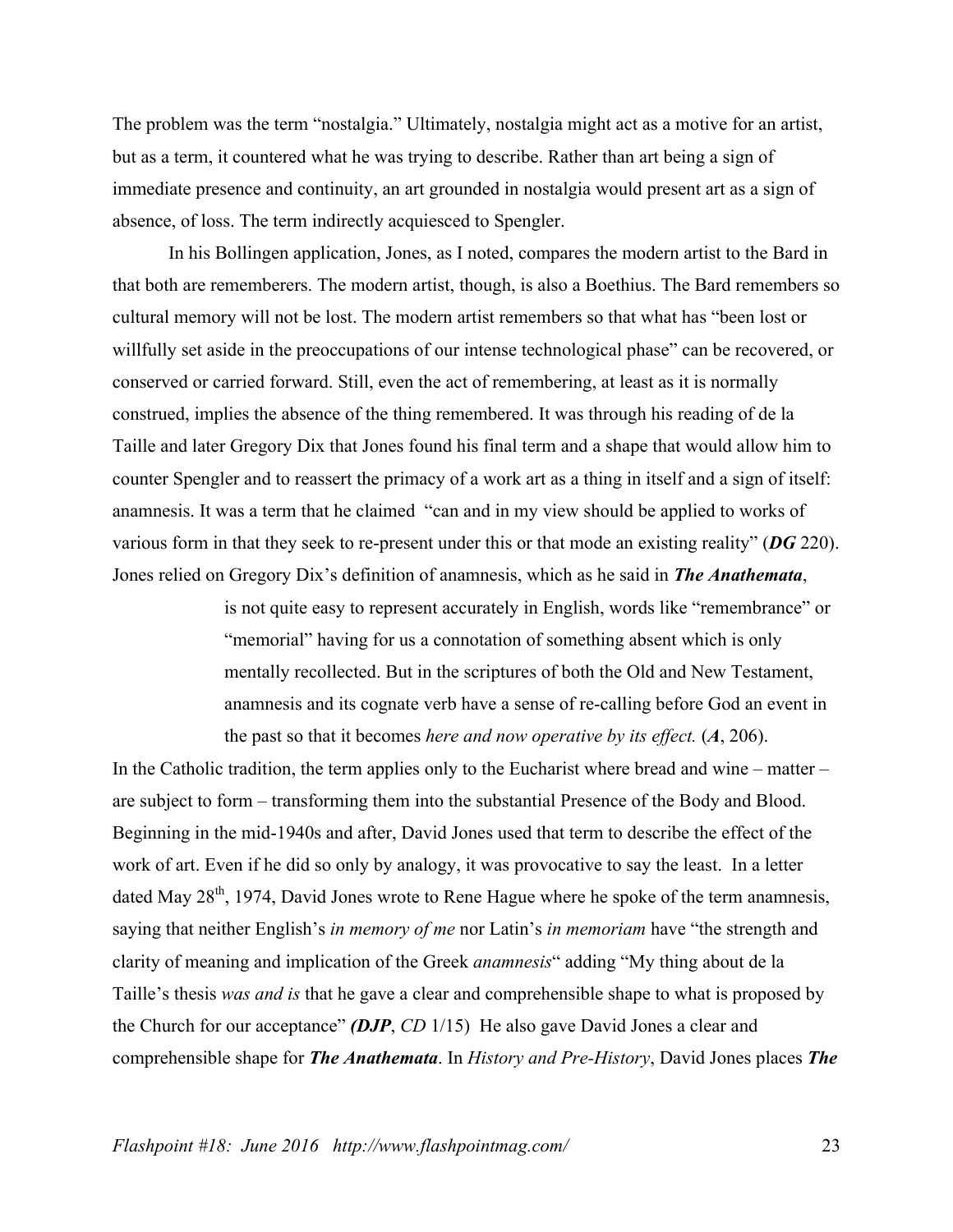The problem was the term "nostalgia." Ultimately, nostalgia might act as a motive for an artist, but as a term, it countered what he was trying to describe. Rather than art being a sign of immediate presence and continuity, an art grounded in nostalgia would present art as a sign of absence, of loss. The term indirectly acquiesced to Spengler.

In his Bollingen application, Jones, as I noted, compares the modern artist to the Bard in that both are rememberers. The modern artist, though, is also a Boethius. The Bard remembers so cultural memory will not be lost. The modern artist remembers so that what has "been lost or willfully set aside in the preoccupations of our intense technological phase" can be recovered, or conserved or carried forward. Still, even the act of remembering, at least as it is normally construed, implies the absence of the thing remembered. It was through his reading of de la Taille and later Gregory Dix that Jones found his final term and a shape that would allow him to counter Spengler and to reassert the primacy of a work art as a thing in itself and a sign of itself: anamnesis. It was a term that he claimed "can and in my view should be applied to works of various form in that they seek to re-present under this or that mode an existing reality" (***DG*** 220). Jones relied on Gregory Dix's definition of anamnesis, which as he said in ***The Anathemata***,

> is not quite easy to represent accurately in English, words like "remembrance" or "memorial" having for us a connotation of something absent which is only mentally recollected. But in the scriptures of both the Old and New Testament, anamnesis and its cognate verb have a sense of re-calling before God an event in the past so that it becomes *here and now operative by its effect.* (***A***, 206).

In the Catholic tradition, the term applies only to the Eucharist where bread and wine – matter – are subject to form – transforming them into the substantial Presence of the Body and Blood. Beginning in the mid-1940s and after, David Jones used that term to describe the effect of the work of art. Even if he did so only by analogy, it was provocative to say the least. In a letter dated May 28th, 1974, David Jones wrote to Rene Hague where he spoke of the term anamnesis, saying that neither English's *in memory of me* nor Latin's *in memoriam* have "the strength and clarity of meaning and implication of the Greek *anamnesis*" adding "My thing about de la Taille's thesis *was and is* that he gave a clear and comprehensible shape to what is proposed by the Church for our acceptance" ***(DJP***, *CD* 1/15) He also gave David Jones a clear and comprehensible shape for ***The Anathemata***. In *History and Pre-History*, David Jones places ***The***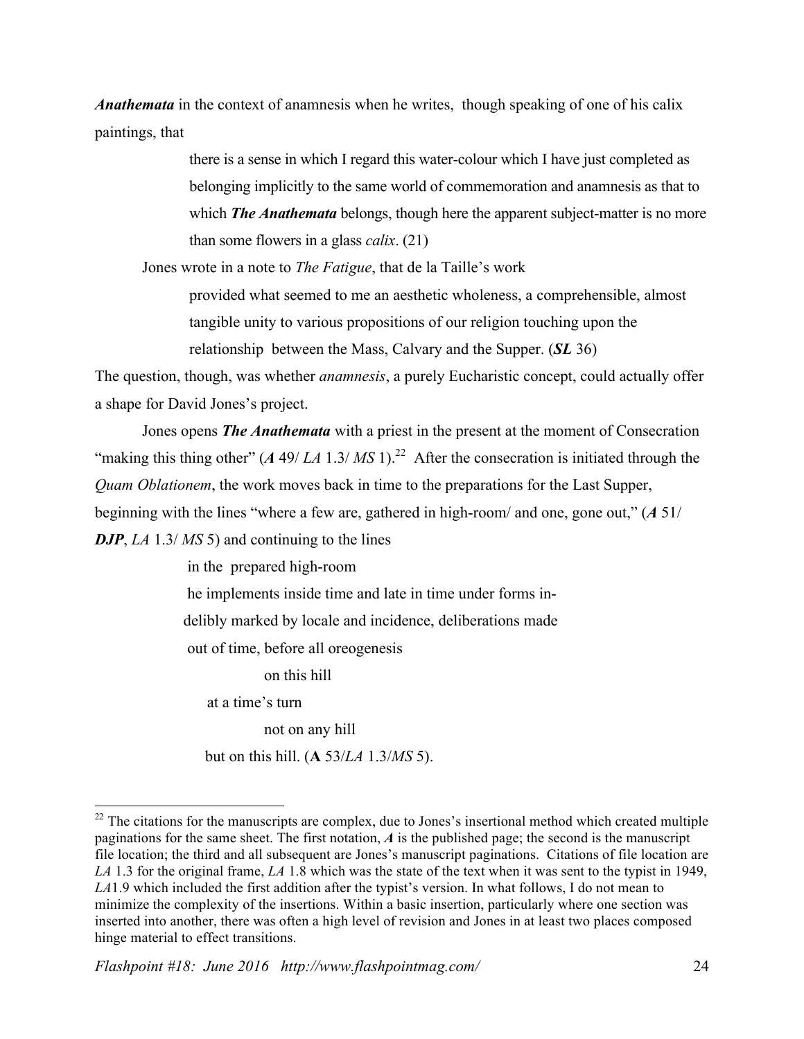***Anathemata*** in the context of anamnesis when he writes, though speaking of one of his calix paintings, that

> there is a sense in which I regard this water-colour which I have just completed as belonging implicitly to the same world of commemoration and anamnesis as that to which ***The Anathemata*** belongs, though here the apparent subject-matter is no more than some flowers in a glass *calix*. (21)

Jones wrote in a note to *The Fatigue*, that de la Taille's work

> provided what seemed to me an aesthetic wholeness, a comprehensible, almost tangible unity to various propositions of our religion touching upon the relationship between the Mass, Calvary and the Supper. (***SL*** 36)

The question, though, was whether *anamnesis*, a purely Eucharistic concept, could actually offer a shape for David Jones's project.

Jones opens ***The Anathemata*** with a priest in the present at the moment of Consecration "making this thing other" (***A*** 49/ *LA* 1.3/ *MS* 1).[22] After the consecration is initiated through the *Quam Oblationem*, the work moves back in time to the preparations for the Last Supper, beginning with the lines "where a few are, gathered in high-room/ and one, gone out," (***A*** 51/ ***DJP***, *LA* 1.3/ *MS* 5) and continuing to the lines

> in the prepared high-room
> he implements inside time and late in time under forms in-
> delibly marked by locale and incidence, deliberations made
> out of time, before all oreogenesis
> on this hill
> at a time's turn
> not on any hill
> but on this hill. (**A** 53/*LA* 1.3/*MS* 5).

---

[22] The citations for the manuscripts are complex, due to Jones's insertional method which created multiple paginations for the same sheet. The first notation, ***A*** is the published page; the second is the manuscript file location; the third and all subsequent are Jones's manuscript paginations. Citations of file location are *LA* 1.3 for the original frame, *LA* 1.8 which was the state of the text when it was sent to the typist in 1949, *LA*1.9 which included the first addition after the typist's version. In what follows, I do not mean to minimize the complexity of the insertions. Within a basic insertion, particularly where one section was inserted into another, there was often a high level of revision and Jones in at least two places composed hinge material to effect transitions.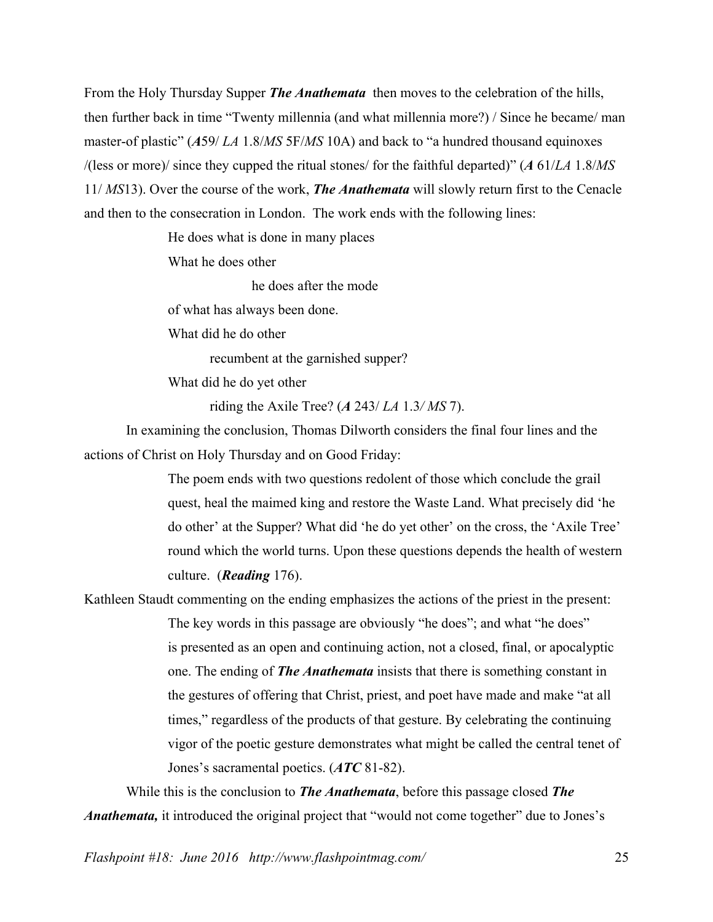From the Holy Thursday Supper ***The Anathemata*** then moves to the celebration of the hills, then further back in time "Twenty millennia (and what millennia more?) / Since he became/ man master-of plastic" (***A***59/ *LA* 1.8/*MS* 5F/*MS* 10A) and back to "a hundred thousand equinoxes /(less or more)/ since they cupped the ritual stones/ for the faithful departed)" (***A*** 61/*LA* 1.8/*MS* 11/ *MS*13). Over the course of the work, ***The Anathemata*** will slowly return first to the Cenacle and then to the consecration in London. The work ends with the following lines:

> He does what is done in many places
>
> What he does other
>
> &nbsp;&nbsp;&nbsp;&nbsp;&nbsp;&nbsp;&nbsp;&nbsp;&nbsp;&nbsp;&nbsp;&nbsp;&nbsp;&nbsp;&nbsp;&nbsp;&nbsp;&nbsp;&nbsp;&nbsp;he does after the mode
>
> of what has always been done.
>
> What did he do other
>
> &nbsp;&nbsp;&nbsp;&nbsp;&nbsp;&nbsp;&nbsp;&nbsp;&nbsp;&nbsp;recumbent at the garnished supper?
>
> What did he do yet other
>
> &nbsp;&nbsp;&nbsp;&nbsp;&nbsp;&nbsp;&nbsp;&nbsp;&nbsp;&nbsp;riding the Axile Tree? (***A*** 243/ *LA* 1.3*/ MS* 7).

In examining the conclusion, Thomas Dilworth considers the final four lines and the actions of Christ on Holy Thursday and on Good Friday:

> The poem ends with two questions redolent of those which conclude the grail quest, heal the maimed king and restore the Waste Land. What precisely did 'he do other' at the Supper? What did 'he do yet other' on the cross, the 'Axile Tree' round which the world turns. Upon these questions depends the health of western culture. (***Reading*** 176).

Kathleen Staudt commenting on the ending emphasizes the actions of the priest in the present:

> The key words in this passage are obviously "he does"; and what "he does" is presented as an open and continuing action, not a closed, final, or apocalyptic one. The ending of ***The Anathemata*** insists that there is something constant in the gestures of offering that Christ, priest, and poet have made and make "at all times," regardless of the products of that gesture. By celebrating the continuing vigor of the poetic gesture demonstrates what might be called the central tenet of Jones's sacramental poetics. (***ATC*** 81-82).

While this is the conclusion to ***The Anathemata***, before this passage closed ***The Anathemata,*** it introduced the original project that "would not come together" due to Jones's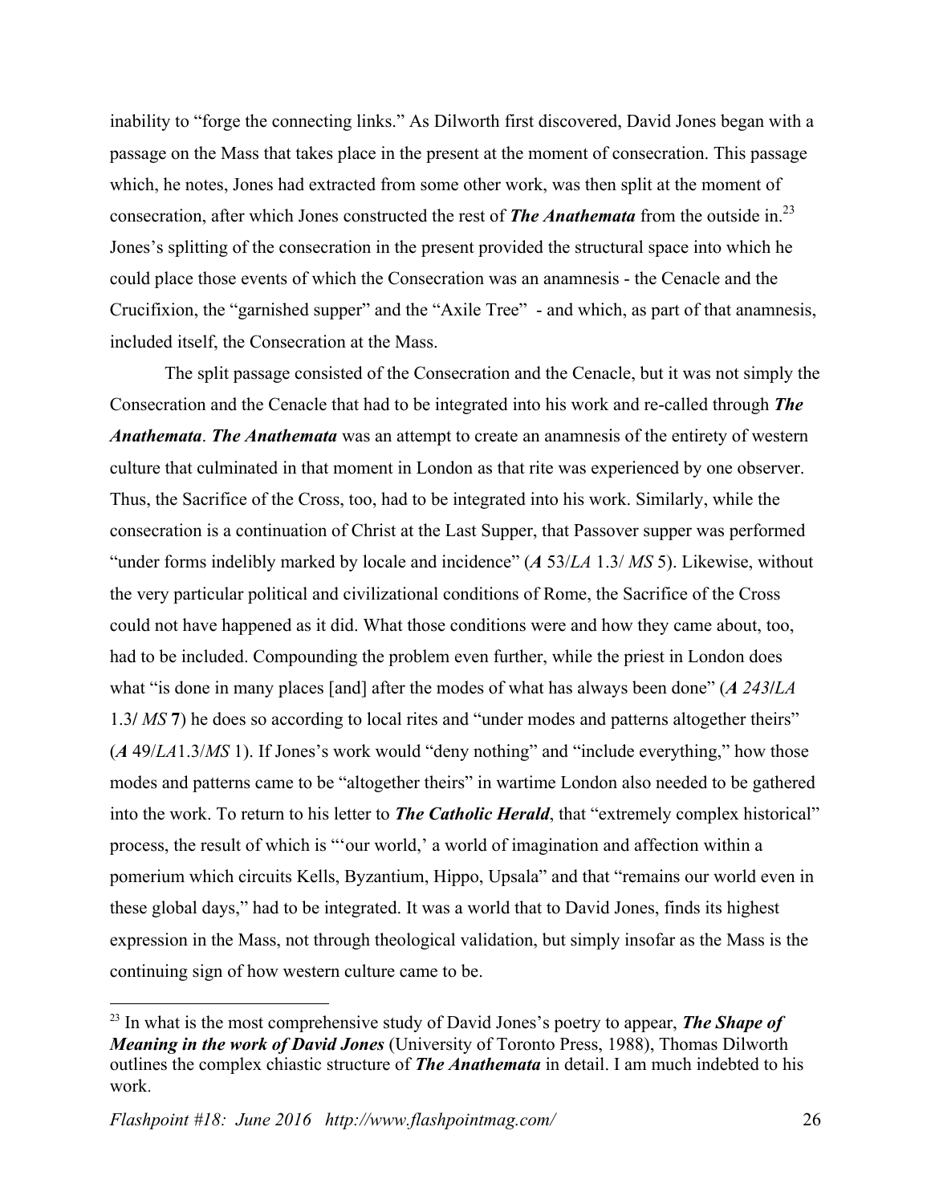inability to "forge the connecting links." As Dilworth first discovered, David Jones began with a passage on the Mass that takes place in the present at the moment of consecration. This passage which, he notes, Jones had extracted from some other work, was then split at the moment of consecration, after which Jones constructed the rest of ***The Anathemata*** from the outside in.[23] Jones's splitting of the consecration in the present provided the structural space into which he could place those events of which the Consecration was an anamnesis - the Cenacle and the Crucifixion, the "garnished supper" and the "Axile Tree" - and which, as part of that anamnesis, included itself, the Consecration at the Mass.

The split passage consisted of the Consecration and the Cenacle, but it was not simply the Consecration and the Cenacle that had to be integrated into his work and re-called through ***The Anathemata***. ***The Anathemata*** was an attempt to create an anamnesis of the entirety of western culture that culminated in that moment in London as that rite was experienced by one observer. Thus, the Sacrifice of the Cross, too, had to be integrated into his work. Similarly, while the consecration is a continuation of Christ at the Last Supper, that Passover supper was performed "under forms indelibly marked by locale and incidence" (***A*** 53/*LA* 1.3/ *MS* 5). Likewise, without the very particular political and civilizational conditions of Rome, the Sacrifice of the Cross could not have happened as it did. What those conditions were and how they came about, too, had to be included. Compounding the problem even further, while the priest in London does what "is done in many places [and] after the modes of what has always been done" (***A** 243***/***LA*** 1.3/ *MS* **7**) he does so according to local rites and "under modes and patterns altogether theirs" (***A*** 49/*LA*1.3/*MS* 1). If Jones's work would "deny nothing" and "include everything," how those modes and patterns came to be "altogether theirs" in wartime London also needed to be gathered into the work. To return to his letter to ***The Catholic Herald***, that "extremely complex historical" process, the result of which is "'our world,' a world of imagination and affection within a pomerium which circuits Kells, Byzantium, Hippo, Upsala" and that "remains our world even in these global days," had to be integrated. It was a world that to David Jones, finds its highest expression in the Mass, not through theological validation, but simply insofar as the Mass is the continuing sign of how western culture came to be.

---

[23] In what is the most comprehensive study of David Jones's poetry to appear, ***The Shape of Meaning in the work of David Jones*** (University of Toronto Press, 1988), Thomas Dilworth outlines the complex chiastic structure of ***The Anathemata*** in detail. I am much indebted to his work.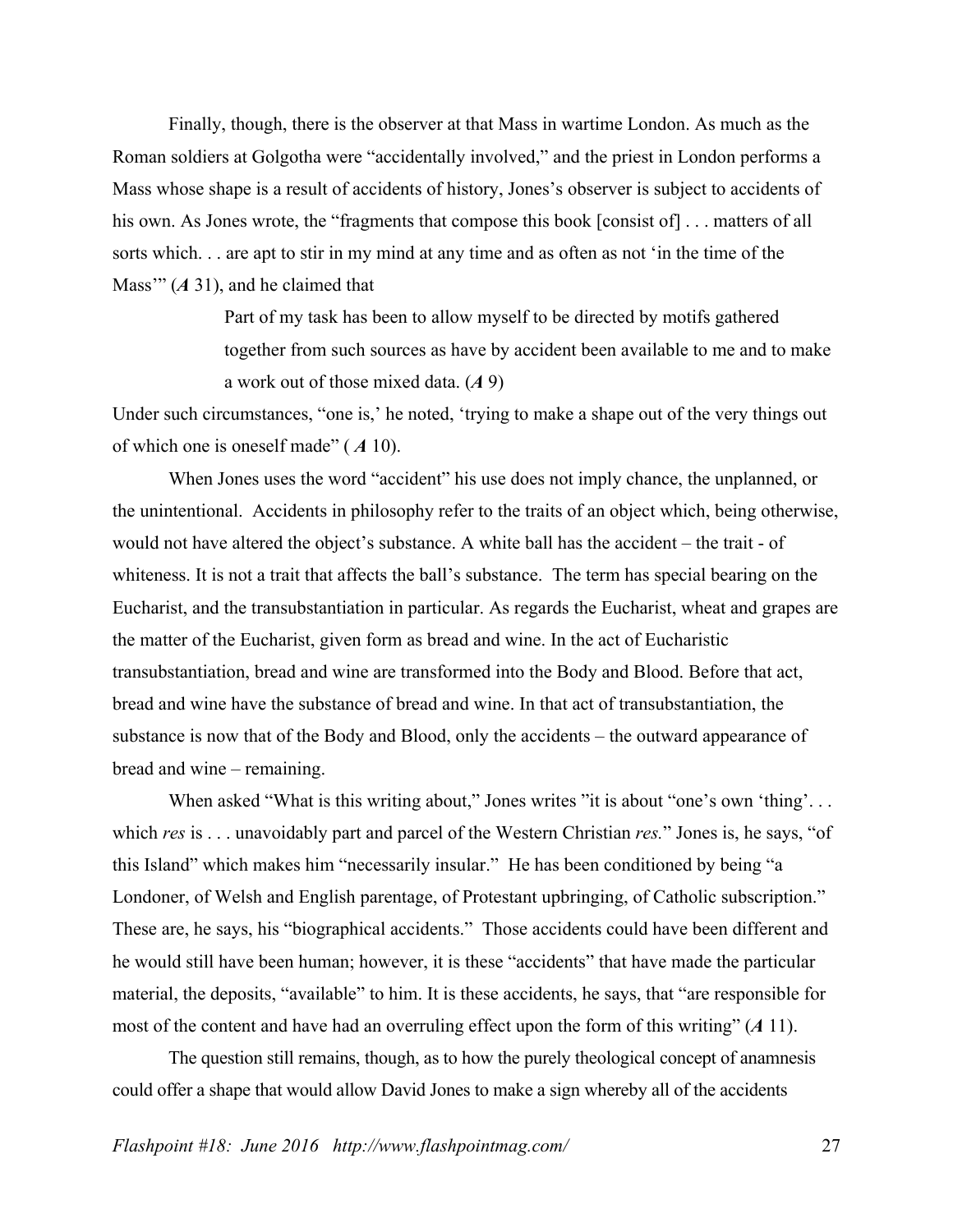Finally, though, there is the observer at that Mass in wartime London. As much as the Roman soldiers at Golgotha were "accidentally involved," and the priest in London performs a Mass whose shape is a result of accidents of history, Jones's observer is subject to accidents of his own. As Jones wrote, the "fragments that compose this book [consist of] . . . matters of all sorts which. . . are apt to stir in my mind at any time and as often as not 'in the time of the Mass'" (***A*** 31), and he claimed that

> Part of my task has been to allow myself to be directed by motifs gathered together from such sources as have by accident been available to me and to make a work out of those mixed data. (***A*** 9)

Under such circumstances, "one is,' he noted, 'trying to make a shape out of the very things out of which one is oneself made" ( ***A*** 10).

When Jones uses the word "accident" his use does not imply chance, the unplanned, or the unintentional. Accidents in philosophy refer to the traits of an object which, being otherwise, would not have altered the object's substance. A white ball has the accident – the trait - of whiteness. It is not a trait that affects the ball's substance. The term has special bearing on the Eucharist, and the transubstantiation in particular. As regards the Eucharist, wheat and grapes are the matter of the Eucharist, given form as bread and wine. In the act of Eucharistic transubstantiation, bread and wine are transformed into the Body and Blood. Before that act, bread and wine have the substance of bread and wine. In that act of transubstantiation, the substance is now that of the Body and Blood, only the accidents – the outward appearance of bread and wine – remaining.

When asked "What is this writing about," Jones writes "it is about "one's own 'thing'. . . which *res* is . . . unavoidably part and parcel of the Western Christian *res.*" Jones is, he says, "of this Island" which makes him "necessarily insular." He has been conditioned by being "a Londoner, of Welsh and English parentage, of Protestant upbringing, of Catholic subscription." These are, he says, his "biographical accidents." Those accidents could have been different and he would still have been human; however, it is these "accidents" that have made the particular material, the deposits, "available" to him. It is these accidents, he says, that "are responsible for most of the content and have had an overruling effect upon the form of this writing" (***A*** 11).

The question still remains, though, as to how the purely theological concept of anamnesis could offer a shape that would allow David Jones to make a sign whereby all of the accidents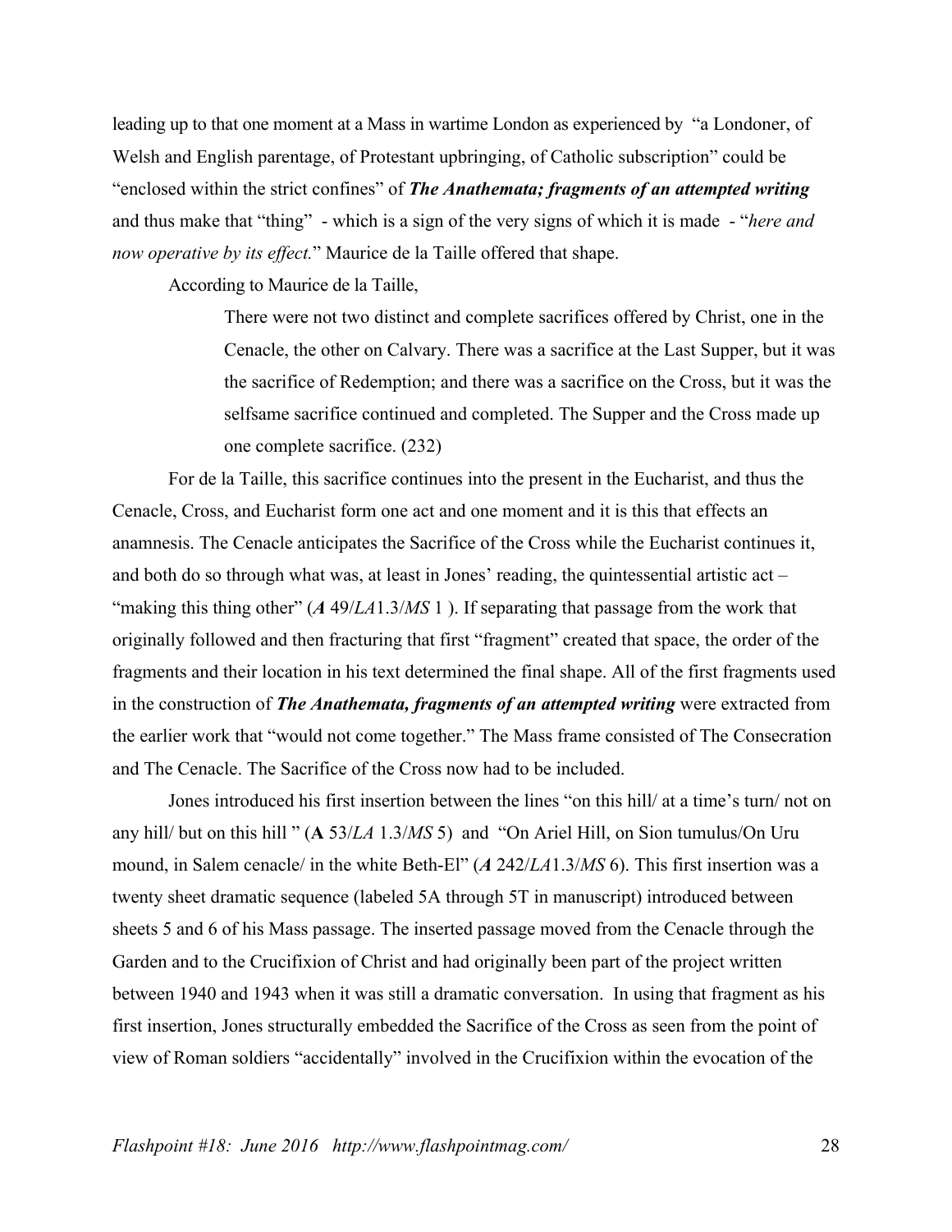leading up to that one moment at a Mass in wartime London as experienced by "a Londoner, of Welsh and English parentage, of Protestant upbringing, of Catholic subscription" could be "enclosed within the strict confines" of ***The Anathemata; fragments of an attempted writing*** and thus make that "thing" - which is a sign of the very signs of which it is made - "*here and now operative by its effect.*" Maurice de la Taille offered that shape.

According to Maurice de la Taille,

> There were not two distinct and complete sacrifices offered by Christ, one in the Cenacle, the other on Calvary. There was a sacrifice at the Last Supper, but it was the sacrifice of Redemption; and there was a sacrifice on the Cross, but it was the selfsame sacrifice continued and completed. The Supper and the Cross made up one complete sacrifice. (232)

For de la Taille, this sacrifice continues into the present in the Eucharist, and thus the Cenacle, Cross, and Eucharist form one act and one moment and it is this that effects an anamnesis. The Cenacle anticipates the Sacrifice of the Cross while the Eucharist continues it, and both do so through what was, at least in Jones' reading, the quintessential artistic act – "making this thing other" (***A*** 49/*LA*1.3/*MS* 1 ). If separating that passage from the work that originally followed and then fracturing that first "fragment" created that space, the order of the fragments and their location in his text determined the final shape. All of the first fragments used in the construction of ***The Anathemata, fragments of an attempted writing*** were extracted from the earlier work that "would not come together." The Mass frame consisted of The Consecration and The Cenacle. The Sacrifice of the Cross now had to be included.

Jones introduced his first insertion between the lines "on this hill/ at a time's turn/ not on any hill/ but on this hill " (**A** 53/*LA* 1.3/*MS* 5) and "On Ariel Hill, on Sion tumulus/On Uru mound, in Salem cenacle/ in the white Beth-El" (***A*** 242/*LA*1.3/*MS* 6). This first insertion was a twenty sheet dramatic sequence (labeled 5A through 5T in manuscript) introduced between sheets 5 and 6 of his Mass passage. The inserted passage moved from the Cenacle through the Garden and to the Crucifixion of Christ and had originally been part of the project written between 1940 and 1943 when it was still a dramatic conversation. In using that fragment as his first insertion, Jones structurally embedded the Sacrifice of the Cross as seen from the point of view of Roman soldiers "accidentally" involved in the Crucifixion within the evocation of the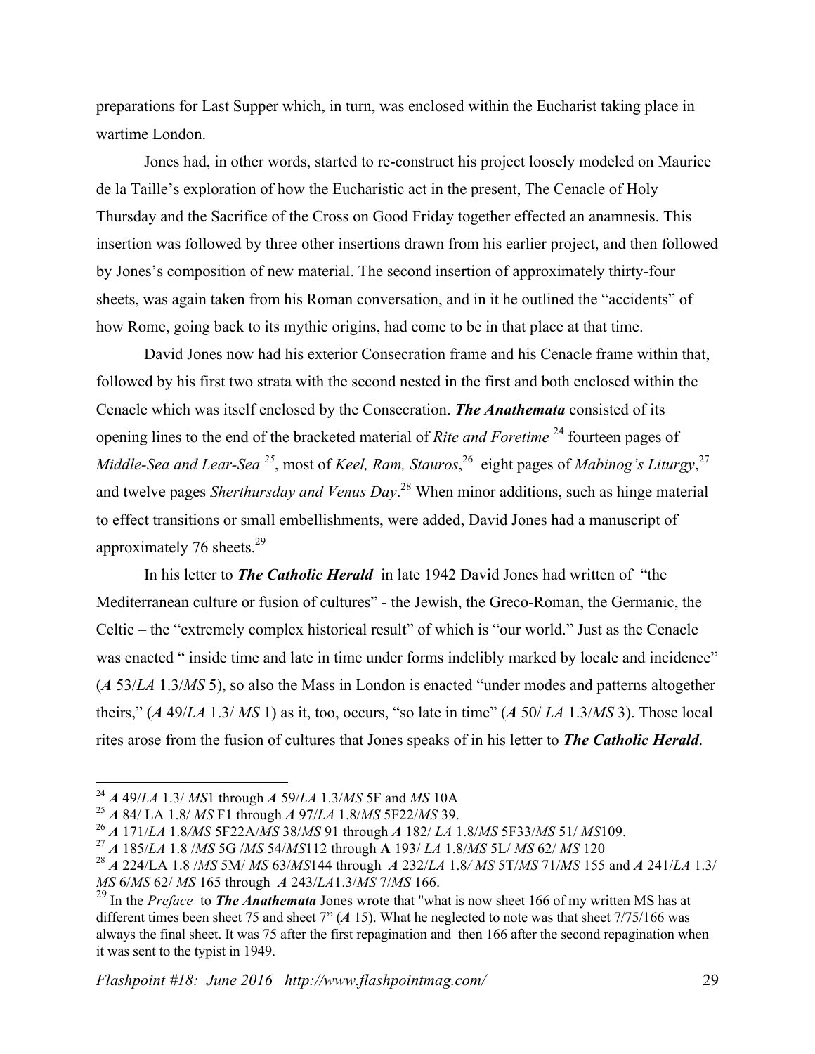preparations for Last Supper which, in turn, was enclosed within the Eucharist taking place in wartime London.

Jones had, in other words, started to re-construct his project loosely modeled on Maurice de la Taille's exploration of how the Eucharistic act in the present, The Cenacle of Holy Thursday and the Sacrifice of the Cross on Good Friday together effected an anamnesis. This insertion was followed by three other insertions drawn from his earlier project, and then followed by Jones's composition of new material. The second insertion of approximately thirty-four sheets, was again taken from his Roman conversation, and in it he outlined the "accidents" of how Rome, going back to its mythic origins, had come to be in that place at that time.

David Jones now had his exterior Consecration frame and his Cenacle frame within that, followed by his first two strata with the second nested in the first and both enclosed within the Cenacle which was itself enclosed by the Consecration. ***The Anathemata*** consisted of its opening lines to the end of the bracketed material of *Rite and Foretime* [24] fourteen pages of *Middle-Sea and Lear-Sea* [25], most of *Keel, Ram, Stauros*,[26] eight pages of *Mabinog's Liturgy*,[27] and twelve pages *Sherthursday and Venus Day*.[28] When minor additions, such as hinge material to effect transitions or small embellishments, were added, David Jones had a manuscript of approximately 76 sheets.[29]

In his letter to ***The Catholic Herald*** in late 1942 David Jones had written of "the Mediterranean culture or fusion of cultures" - the Jewish, the Greco-Roman, the Germanic, the Celtic – the "extremely complex historical result" of which is "our world." Just as the Cenacle was enacted " inside time and late in time under forms indelibly marked by locale and incidence" (***A*** 53/*LA* 1.3/*MS* 5), so also the Mass in London is enacted "under modes and patterns altogether theirs," (***A*** 49/*LA* 1.3/ *MS* 1) as it, too, occurs, "so late in time" (***A*** 50/ *LA* 1.3/*MS* 3). Those local rites arose from the fusion of cultures that Jones speaks of in his letter to ***The Catholic Herald***.

---

[24] ***A*** 49/*LA* 1.3/ *MS*1 through ***A*** 59/*LA* 1.3/*MS* 5F and *MS* 10A

[25] ***A*** 84/ LA 1.8/ *MS* F1 through ***A*** 97/*LA* 1.8/*MS* 5F22/*MS* 39.

[26] ***A*** 171/*LA* 1.8/*MS* 5F22A/*MS* 38/*MS* 91 through ***A*** 182/ *LA* 1.8/*MS* 5F33/*MS* 51/ *MS*109.

[27] ***A*** 185/*LA* 1.8 /*MS* 5G /*MS* 54/*MS*112 through **A** 193/ *LA* 1.8/*MS* 5L/ *MS* 62/ *MS* 120

[28] ***A*** 224/LA 1.8 /*MS* 5M/ *MS* 63/*MS*144 through ***A*** 232/*LA* 1.8/ *MS* 5T/*MS* 71/*MS* 155 and ***A*** 241/*LA* 1.3/ *MS* 6/*MS* 62/ *MS* 165 through ***A*** 243/*LA*1.3/*MS* 7/*MS* 166.

[29] In the *Preface* to ***The Anathemata*** Jones wrote that "what is now sheet 166 of my written MS has at different times been sheet 75 and sheet 7" (***A*** 15). What he neglected to note was that sheet 7/75/166 was always the final sheet. It was 75 after the first repagination and then 166 after the second repagination when it was sent to the typist in 1949.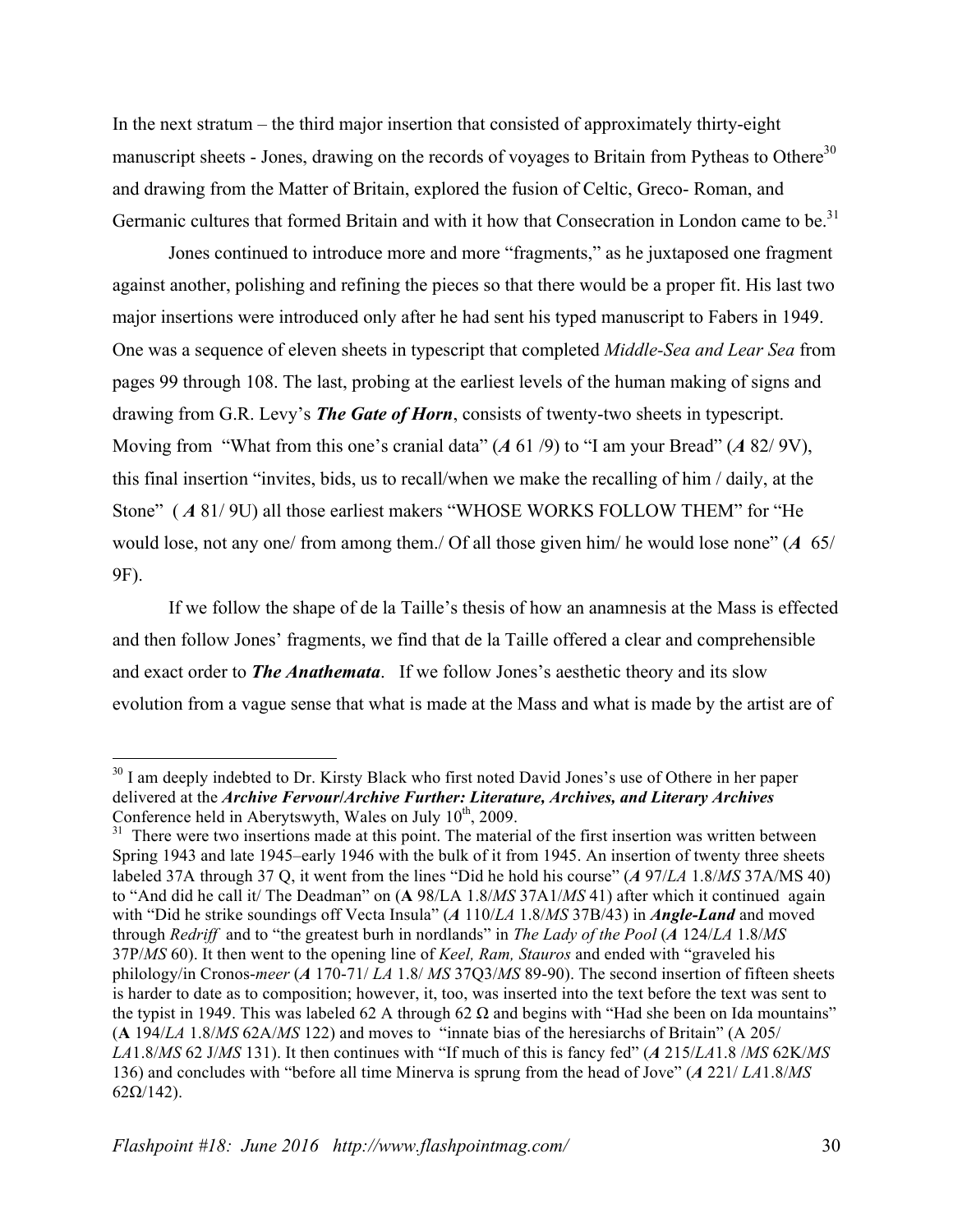In the next stratum – the third major insertion that consisted of approximately thirty-eight manuscript sheets - Jones, drawing on the records of voyages to Britain from Pytheas to Othere[30] and drawing from the Matter of Britain, explored the fusion of Celtic, Greco- Roman, and Germanic cultures that formed Britain and with it how that Consecration in London came to be.[31]

Jones continued to introduce more and more "fragments," as he juxtaposed one fragment against another, polishing and refining the pieces so that there would be a proper fit. His last two major insertions were introduced only after he had sent his typed manuscript to Fabers in 1949. One was a sequence of eleven sheets in typescript that completed *Middle-Sea and Lear Sea* from pages 99 through 108. The last, probing at the earliest levels of the human making of signs and drawing from G.R. Levy's ***The Gate of Horn***, consists of twenty-two sheets in typescript. Moving from "What from this one's cranial data" (***A*** 61 /9) to "I am your Bread" (***A*** 82/ 9V), this final insertion "invites, bids, us to recall/when we make the recalling of him / daily, at the Stone" ( ***A*** 81/ 9U) all those earliest makers "WHOSE WORKS FOLLOW THEM" for "He would lose, not any one/ from among them./ Of all those given him/ he would lose none" (***A*** 65/ 9F).

If we follow the shape of de la Taille's thesis of how an anamnesis at the Mass is effected and then follow Jones' fragments, we find that de la Taille offered a clear and comprehensible and exact order to ***The Anathemata***. If we follow Jones's aesthetic theory and its slow evolution from a vague sense that what is made at the Mass and what is made by the artist are of

---

[30] I am deeply indebted to Dr. Kirsty Black who first noted David Jones's use of Othere in her paper delivered at the ***Archive Fervour/Archive Further: Literature, Archives, and Literary Archives*** Conference held in Aberytswyth, Wales on July 10th, 2009.

[31] There were two insertions made at this point. The material of the first insertion was written between Spring 1943 and late 1945–early 1946 with the bulk of it from 1945. An insertion of twenty three sheets labeled 37A through 37 Q, it went from the lines "Did he hold his course" (***A*** 97/*LA* 1.8/*MS* 37A/MS 40) to "And did he call it/ The Deadman" on (**A** 98/LA 1.8/*MS* 37A1/*MS* 41) after which it continued again with "Did he strike soundings off Vecta Insula" (***A*** 110/*LA* 1.8/*MS* 37B/43) in ***Angle-Land*** and moved through *Redriff* and to "the greatest burh in nordlands" in *The Lady of the Pool* (***A*** 124/*LA* 1.8/*MS* 37P/*MS* 60). It then went to the opening line of *Keel, Ram, Stauros* and ended with "graveled his philology/in Cronos-*meer* (***A*** 170-71/ *LA* 1.8/ *MS* 37Q3/*MS* 89-90). The second insertion of fifteen sheets is harder to date as to composition; however, it, too, was inserted into the text before the text was sent to the typist in 1949. This was labeled 62 A through 62 Ω and begins with "Had she been on Ida mountains" (**A** 194/*LA* 1.8/*MS* 62A/*MS* 122) and moves to "innate bias of the heresiarchs of Britain" (A 205/ *LA*1.8/*MS* 62 J/*MS* 131). It then continues with "If much of this is fancy fed" (***A*** 215/*LA*1.8 /*MS* 62K/*MS* 136) and concludes with "before all time Minerva is sprung from the head of Jove" (***A*** 221/ *LA*1.8/*MS* 62Ω/142).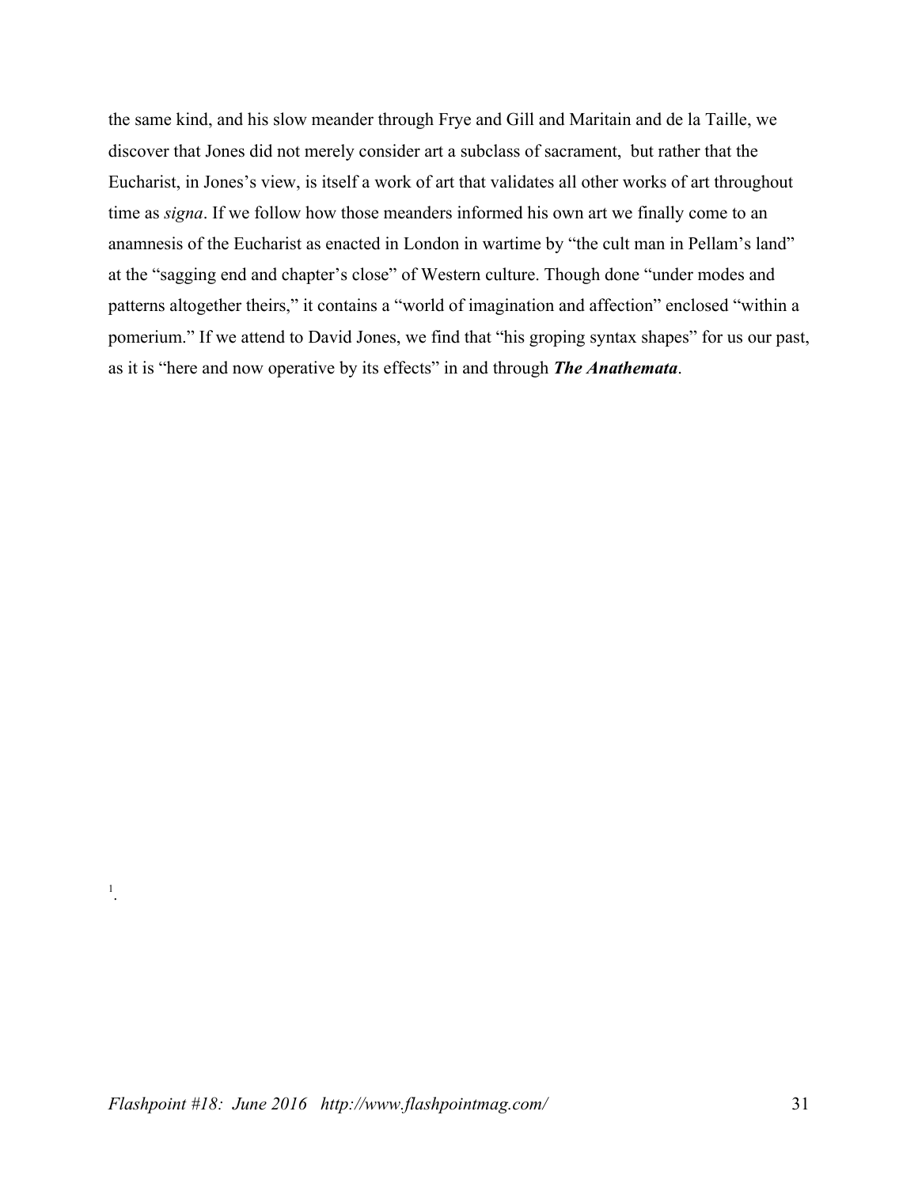the same kind, and his slow meander through Frye and Gill and Maritain and de la Taille, we discover that Jones did not merely consider art a subclass of sacrament, but rather that the Eucharist, in Jones's view, is itself a work of art that validates all other works of art throughout time as *signa*. If we follow how those meanders informed his own art we finally come to an anamnesis of the Eucharist as enacted in London in wartime by "the cult man in Pellam's land" at the "sagging end and chapter's close" of Western culture. Though done "under modes and patterns altogether theirs," it contains a "world of imagination and affection" enclosed "within a pomerium." If we attend to David Jones, we find that "his groping syntax shapes" for us our past, as it is "here and now operative by its effects" in and through ***The Anathemata***.

[1].